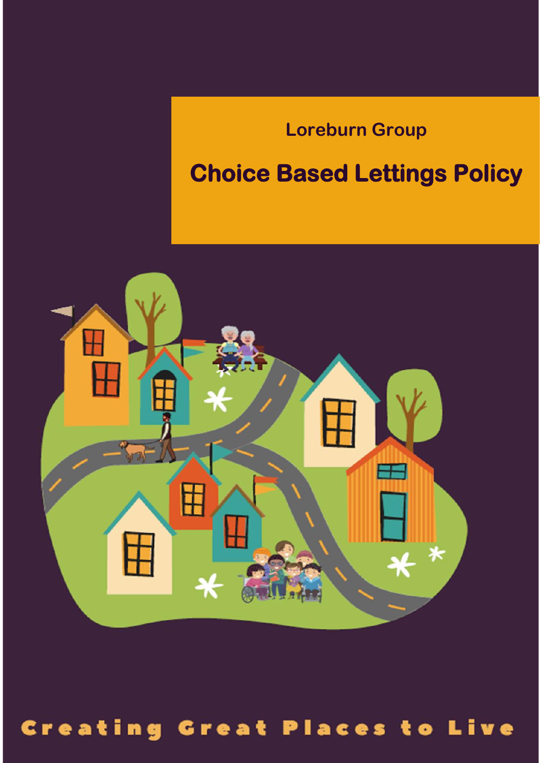Loreburn Group

# Choice Based Lettings Policy

Creating Great Places to Live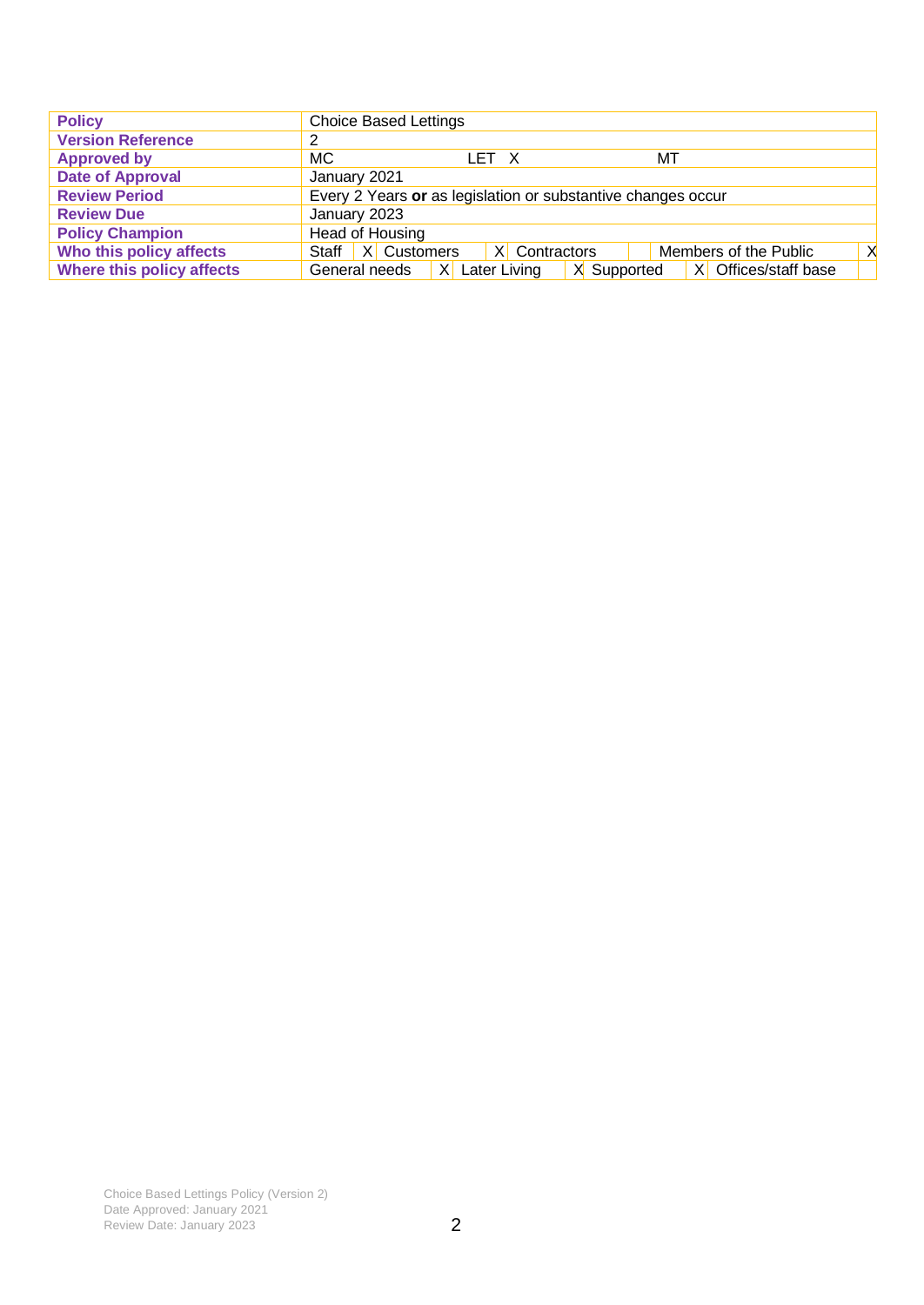| Policy | Choice Based Lettings |
|---|---|
| Version Reference | 2 |
| Approved by | MC LET X MT |
| Date of Approval | January 2021 |
| Review Period | Every 2 Years **or** as legislation or substantive changes occur |
| Review Due | January 2023 |
| Policy Champion | Head of Housing |
| Who this policy affects | Staff X, Customers X, Contractors, Members of the Public X |
| Where this policy affects | General needs X, Later Living X, Supported X, Offices/staff base |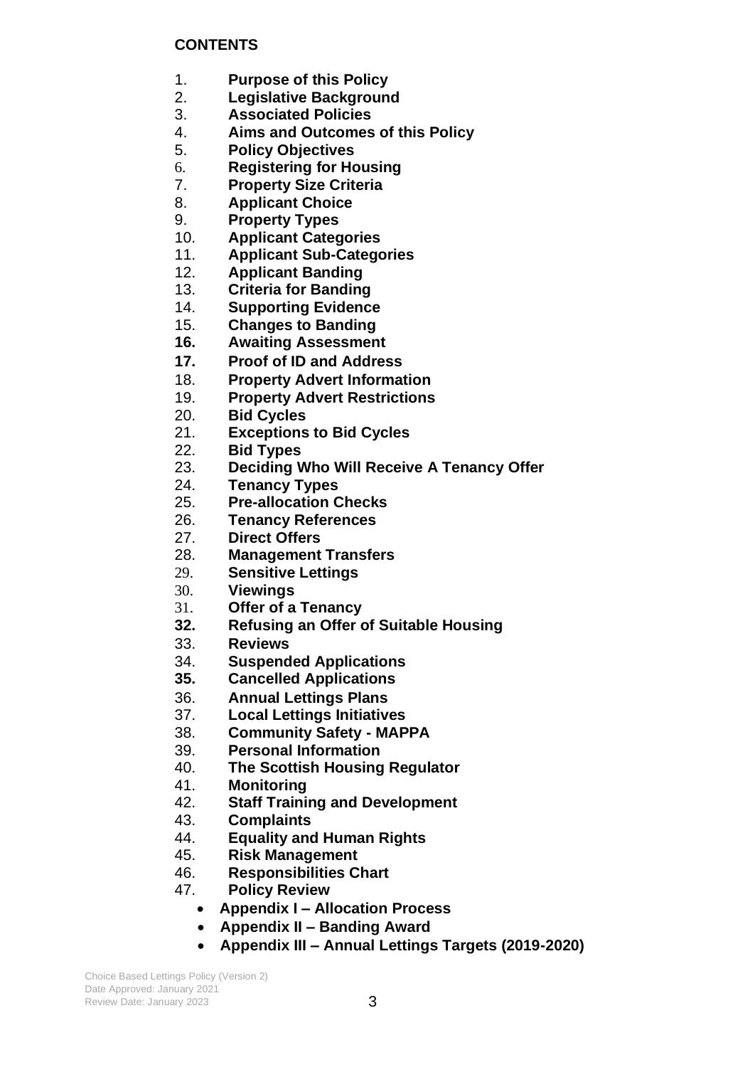## CONTENTS

1. **Purpose of this Policy**
2. **Legislative Background**
3. **Associated Policies**
4. **Aims and Outcomes of this Policy**
5. **Policy Objectives**
6. **Registering for Housing**
7. **Property Size Criteria**
8. **Applicant Choice**
9. **Property Types**
10. **Applicant Categories**
11. **Applicant Sub-Categories**
12. **Applicant Banding**
13. **Criteria for Banding**
14. **Supporting Evidence**
15. **Changes to Banding**
16. **Awaiting Assessment**
17. **Proof of ID and Address**
18. **Property Advert Information**
19. **Property Advert Restrictions**
20. **Bid Cycles**
21. **Exceptions to Bid Cycles**
22. **Bid Types**
23. **Deciding Who Will Receive A Tenancy Offer**
24. **Tenancy Types**
25. **Pre-allocation Checks**
26. **Tenancy References**
27. **Direct Offers**
28. **Management Transfers**
29. **Sensitive Lettings**
30. **Viewings**
31. **Offer of a Tenancy**
32. **Refusing an Offer of Suitable Housing**
33. **Reviews**
34. **Suspended Applications**
35. **Cancelled Applications**
36. **Annual Lettings Plans**
37. **Local Lettings Initiatives**
38. **Community Safety - MAPPA**
39. **Personal Information**
40. **The Scottish Housing Regulator**
41. **Monitoring**
42. **Staff Training and Development**
43. **Complaints**
44. **Equality and Human Rights**
45. **Risk Management**
46. **Responsibilities Chart**
47. **Policy Review**
    - **Appendix I – Allocation Process**
    - **Appendix II – Banding Award**
    - **Appendix III – Annual Lettings Targets (2019-2020)**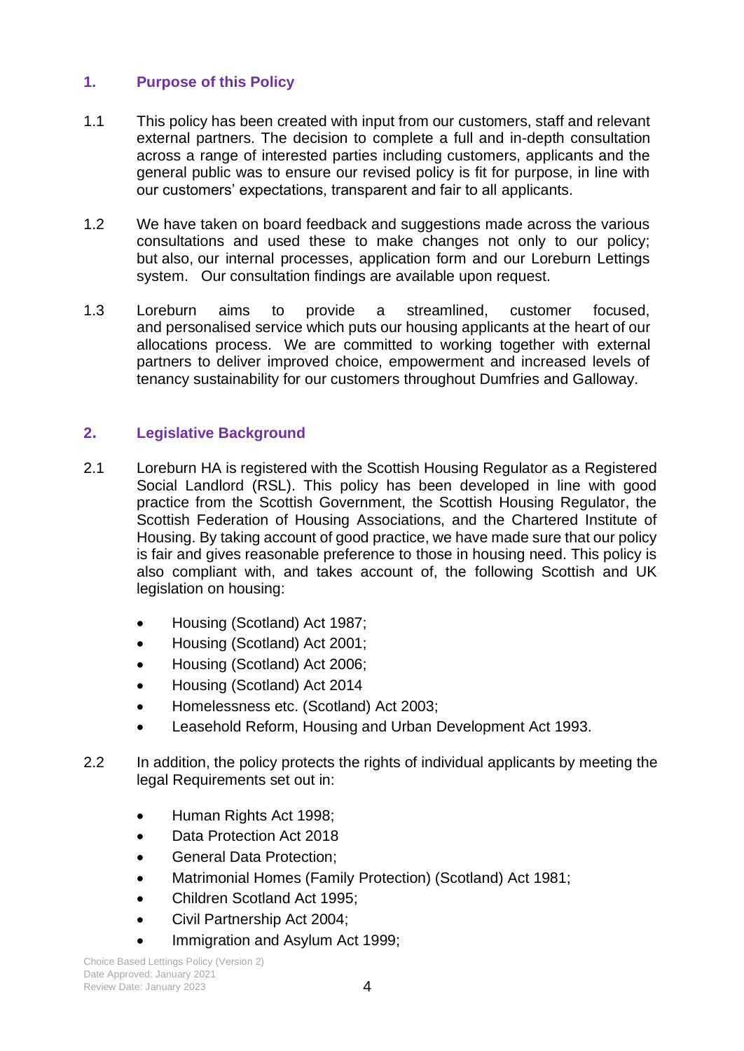## 1. Purpose of this Policy

1.1 This policy has been created with input from our customers, staff and relevant external partners. The decision to complete a full and in-depth consultation across a range of interested parties including customers, applicants and the general public was to ensure our revised policy is fit for purpose, in line with our customers' expectations, transparent and fair to all applicants.

1.2 We have taken on board feedback and suggestions made across the various consultations and used these to make changes not only to our policy; but also, our internal processes, application form and our Loreburn Lettings system. Our consultation findings are available upon request.

1.3 Loreburn aims to provide a streamlined, customer focused, and personalised service which puts our housing applicants at the heart of our allocations process. We are committed to working together with external partners to deliver improved choice, empowerment and increased levels of tenancy sustainability for our customers throughout Dumfries and Galloway.

## 2. Legislative Background

2.1 Loreburn HA is registered with the Scottish Housing Regulator as a Registered Social Landlord (RSL). This policy has been developed in line with good practice from the Scottish Government, the Scottish Housing Regulator, the Scottish Federation of Housing Associations, and the Chartered Institute of Housing. By taking account of good practice, we have made sure that our policy is fair and gives reasonable preference to those in housing need. This policy is also compliant with, and takes account of, the following Scottish and UK legislation on housing:

- Housing (Scotland) Act 1987;
- Housing (Scotland) Act 2001;
- Housing (Scotland) Act 2006;
- Housing (Scotland) Act 2014
- Homelessness etc. (Scotland) Act 2003;
- Leasehold Reform, Housing and Urban Development Act 1993.

2.2 In addition, the policy protects the rights of individual applicants by meeting the legal Requirements set out in:

- Human Rights Act 1998;
- Data Protection Act 2018
- General Data Protection;
- Matrimonial Homes (Family Protection) (Scotland) Act 1981;
- Children Scotland Act 1995;
- Civil Partnership Act 2004;
- Immigration and Asylum Act 1999;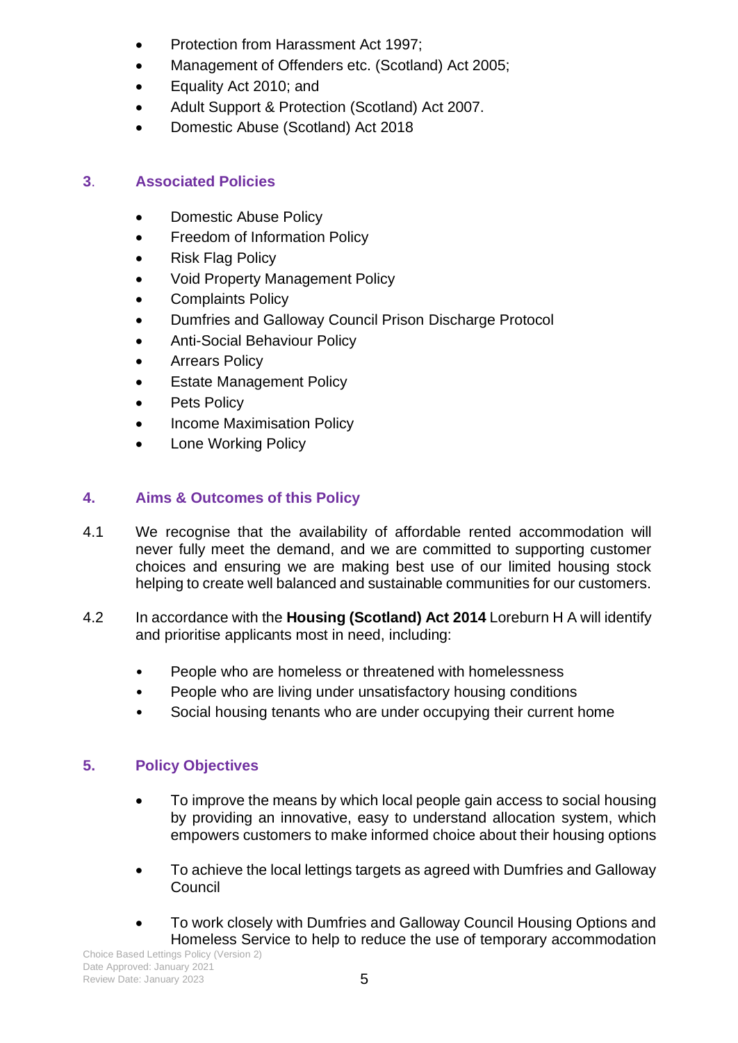- Protection from Harassment Act 1997;
- Management of Offenders etc. (Scotland) Act 2005;
- Equality Act 2010; and
- Adult Support & Protection (Scotland) Act 2007.
- Domestic Abuse (Scotland) Act 2018

## 3. Associated Policies

- Domestic Abuse Policy
- Freedom of Information Policy
- Risk Flag Policy
- Void Property Management Policy
- Complaints Policy
- Dumfries and Galloway Council Prison Discharge Protocol
- Anti-Social Behaviour Policy
- Arrears Policy
- Estate Management Policy
- Pets Policy
- Income Maximisation Policy
- Lone Working Policy

## 4. Aims & Outcomes of this Policy

4.1 We recognise that the availability of affordable rented accommodation will never fully meet the demand, and we are committed to supporting customer choices and ensuring we are making best use of our limited housing stock helping to create well balanced and sustainable communities for our customers.

4.2 In accordance with the **Housing (Scotland) Act 2014** Loreburn H A will identify and prioritise applicants most in need, including:

- People who are homeless or threatened with homelessness
- People who are living under unsatisfactory housing conditions
- Social housing tenants who are under occupying their current home

## 5. Policy Objectives

- To improve the means by which local people gain access to social housing by providing an innovative, easy to understand allocation system, which empowers customers to make informed choice about their housing options

- To achieve the local lettings targets as agreed with Dumfries and Galloway Council

- To work closely with Dumfries and Galloway Council Housing Options and Homeless Service to help to reduce the use of temporary accommodation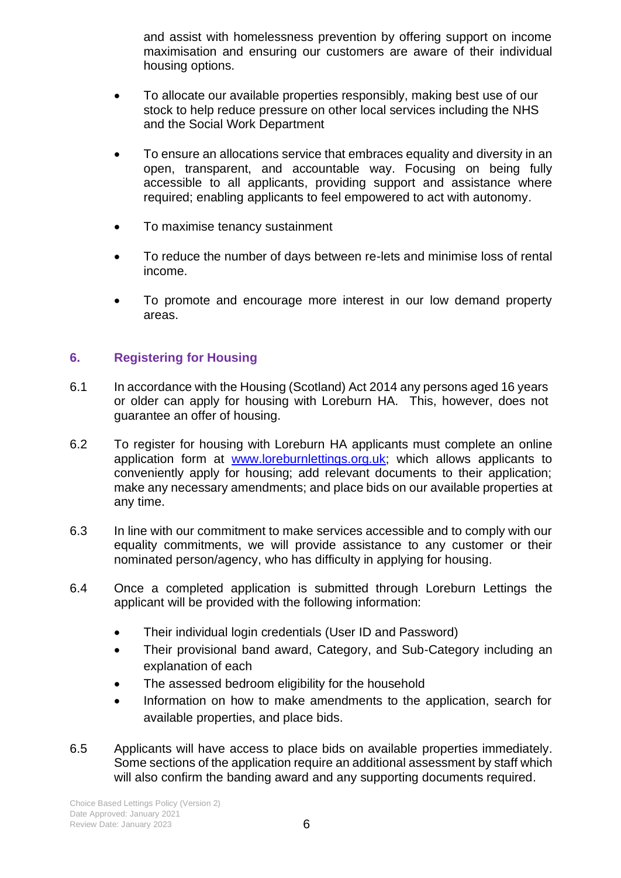and assist with homelessness prevention by offering support on income maximisation and ensuring our customers are aware of their individual housing options.

- To allocate our available properties responsibly, making best use of our stock to help reduce pressure on other local services including the NHS and the Social Work Department
- To ensure an allocations service that embraces equality and diversity in an open, transparent, and accountable way. Focusing on being fully accessible to all applicants, providing support and assistance where required; enabling applicants to feel empowered to act with autonomy.
- To maximise tenancy sustainment
- To reduce the number of days between re-lets and minimise loss of rental income.
- To promote and encourage more interest in our low demand property areas.

## 6. Registering for Housing

6.1 In accordance with the Housing (Scotland) Act 2014 any persons aged 16 years or older can apply for housing with Loreburn HA. This, however, does not guarantee an offer of housing.

6.2 To register for housing with Loreburn HA applicants must complete an online application form at [www.loreburnlettings.org.uk](www.loreburnlettings.org.uk); which allows applicants to conveniently apply for housing; add relevant documents to their application; make any necessary amendments; and place bids on our available properties at any time.

6.3 In line with our commitment to make services accessible and to comply with our equality commitments, we will provide assistance to any customer or their nominated person/agency, who has difficulty in applying for housing.

6.4 Once a completed application is submitted through Loreburn Lettings the applicant will be provided with the following information:

- Their individual login credentials (User ID and Password)
- Their provisional band award, Category, and Sub-Category including an explanation of each
- The assessed bedroom eligibility for the household
- Information on how to make amendments to the application, search for available properties, and place bids.

6.5 Applicants will have access to place bids on available properties immediately. Some sections of the application require an additional assessment by staff which will also confirm the banding award and any supporting documents required.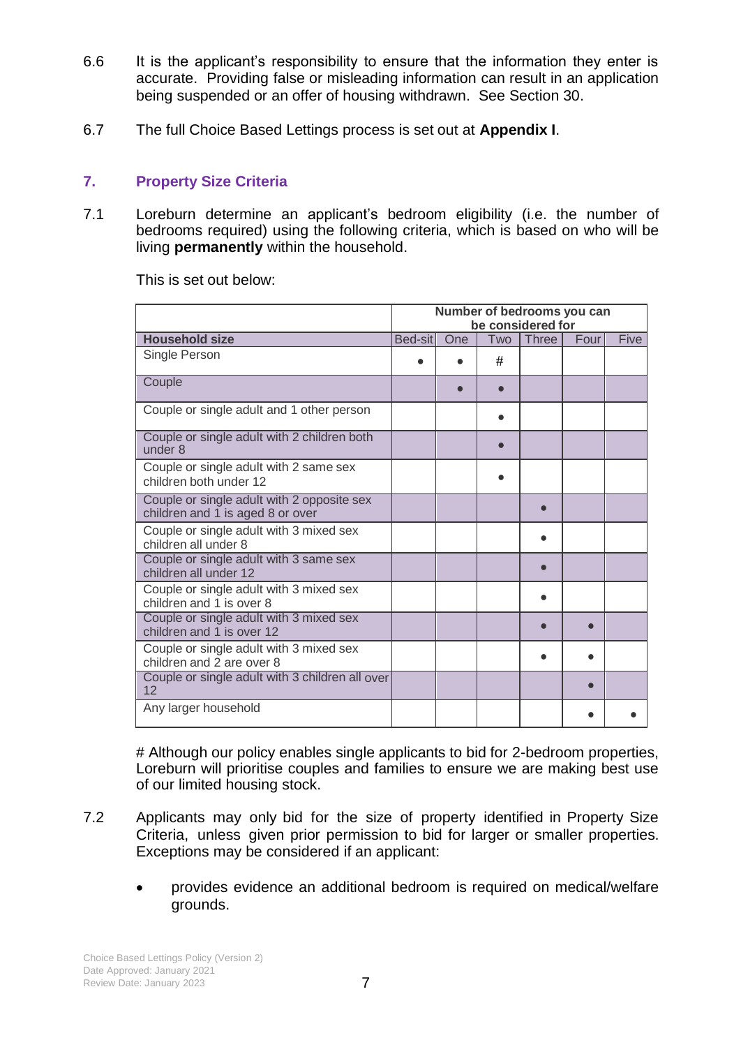6.6 It is the applicant's responsibility to ensure that the information they enter is accurate. Providing false or misleading information can result in an application being suspended or an offer of housing withdrawn. See Section 30.

6.7 The full Choice Based Lettings process is set out at **Appendix I**.

## 7. Property Size Criteria

7.1 Loreburn determine an applicant's bedroom eligibility (i.e. the number of bedrooms required) using the following criteria, which is based on who will be living **permanently** within the household.

This is set out below:

| | Number of bedrooms you can be considered for | | | | | |
|---|---|---|---|---|---|---|
| **Household size** | Bed-sit | One | Two | Three | Four | Five |
| Single Person | ● | ● | # | | | |
| Couple | | ● | ● | | | |
| Couple or single adult and 1 other person | | | ● | | | |
| Couple or single adult with 2 children both under 8 | | | ● | | | |
| Couple or single adult with 2 same sex children both under 12 | | | ● | | | |
| Couple or single adult with 2 opposite sex children and 1 is aged 8 or over | | | | ● | | |
| Couple or single adult with 3 mixed sex children all under 8 | | | | ● | | |
| Couple or single adult with 3 same sex children all under 12 | | | | ● | | |
| Couple or single adult with 3 mixed sex children and 1 is over 8 | | | | ● | | |
| Couple or single adult with 3 mixed sex children and 1 is over 12 | | | | ● | ● | |
| Couple or single adult with 3 mixed sex children and 2 are over 8 | | | | ● | ● | |
| Couple or single adult with 3 children all over 12 | | | | | ● | |
| Any larger household | | | | | ● | ● |

# Although our policy enables single applicants to bid for 2-bedroom properties, Loreburn will prioritise couples and families to ensure we are making best use of our limited housing stock.

7.2 Applicants may only bid for the size of property identified in Property Size Criteria, unless given prior permission to bid for larger or smaller properties. Exceptions may be considered if an applicant:

- provides evidence an additional bedroom is required on medical/welfare grounds.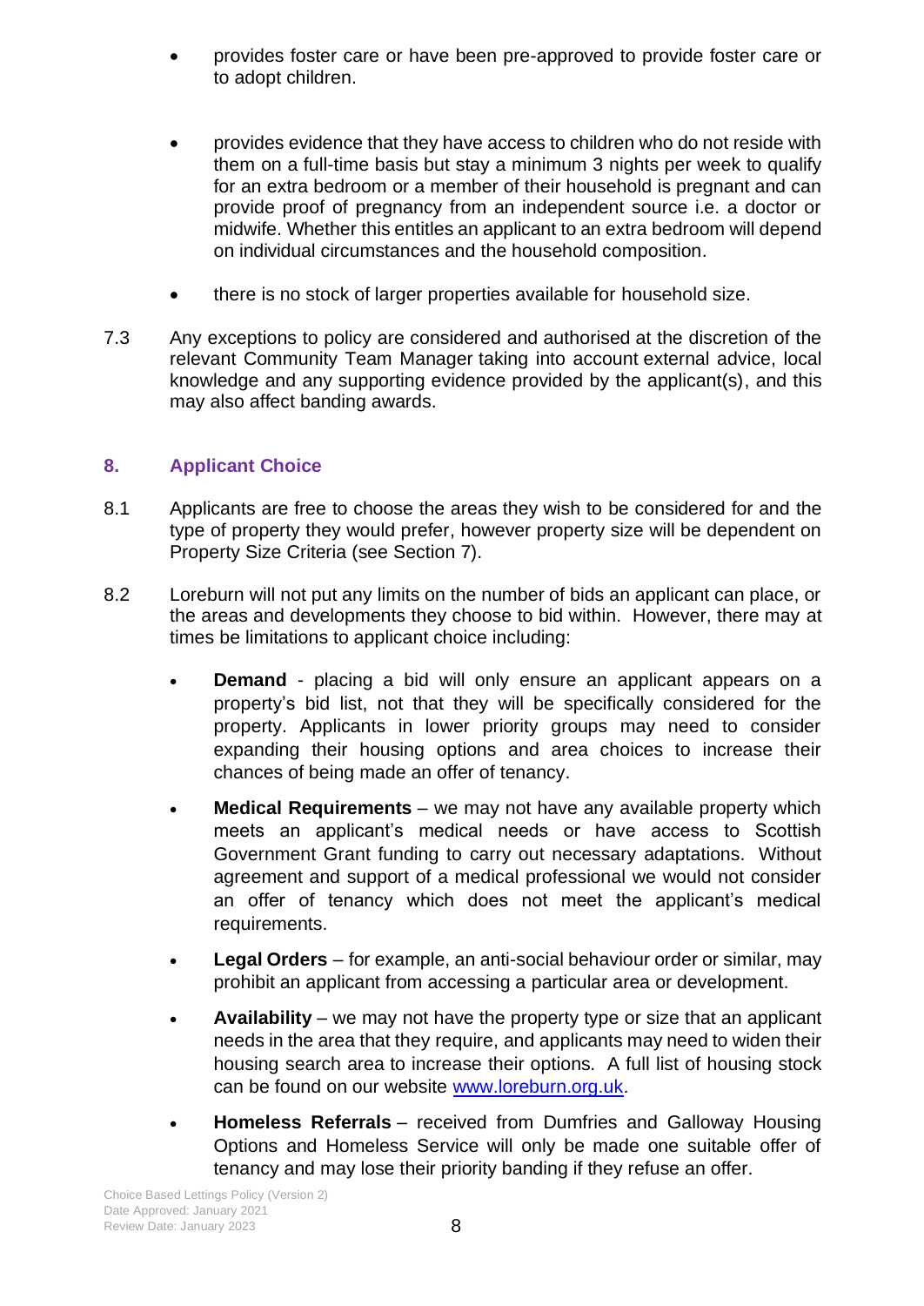- provides foster care or have been pre-approved to provide foster care or to adopt children.

- provides evidence that they have access to children who do not reside with them on a full-time basis but stay a minimum 3 nights per week to qualify for an extra bedroom or a member of their household is pregnant and can provide proof of pregnancy from an independent source i.e. a doctor or midwife. Whether this entitles an applicant to an extra bedroom will depend on individual circumstances and the household composition.

- there is no stock of larger properties available for household size.

7.3 Any exceptions to policy are considered and authorised at the discretion of the relevant Community Team Manager taking into account external advice, local knowledge and any supporting evidence provided by the applicant(s), and this may also affect banding awards.

## 8. Applicant Choice

8.1 Applicants are free to choose the areas they wish to be considered for and the type of property they would prefer, however property size will be dependent on Property Size Criteria (see Section 7).

8.2 Loreburn will not put any limits on the number of bids an applicant can place, or the areas and developments they choose to bid within. However, there may at times be limitations to applicant choice including:

- **Demand** - placing a bid will only ensure an applicant appears on a property's bid list, not that they will be specifically considered for the property. Applicants in lower priority groups may need to consider expanding their housing options and area choices to increase their chances of being made an offer of tenancy.

- **Medical Requirements** – we may not have any available property which meets an applicant's medical needs or have access to Scottish Government Grant funding to carry out necessary adaptations. Without agreement and support of a medical professional we would not consider an offer of tenancy which does not meet the applicant's medical requirements.

- **Legal Orders** – for example, an anti-social behaviour order or similar, may prohibit an applicant from accessing a particular area or development.

- **Availability** – we may not have the property type or size that an applicant needs in the area that they require, and applicants may need to widen their housing search area to increase their options. A full list of housing stock can be found on our website [www.loreburn.org.uk](http://www.loreburn.org.uk).

- **Homeless Referrals** – received from Dumfries and Galloway Housing Options and Homeless Service will only be made one suitable offer of tenancy and may lose their priority banding if they refuse an offer.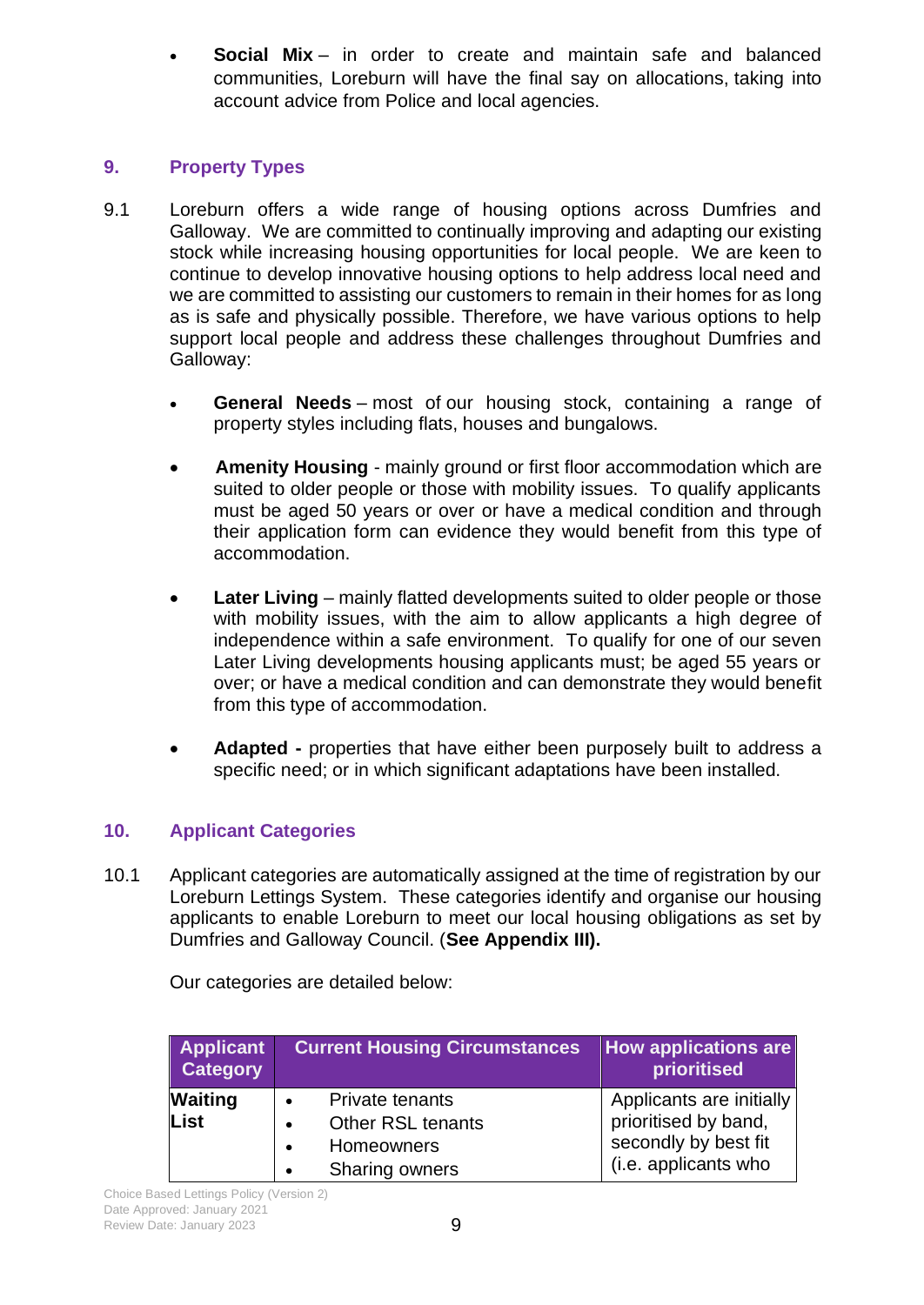- **Social Mix** – in order to create and maintain safe and balanced communities, Loreburn will have the final say on allocations, taking into account advice from Police and local agencies.

## 9. Property Types

9.1 Loreburn offers a wide range of housing options across Dumfries and Galloway. We are committed to continually improving and adapting our existing stock while increasing housing opportunities for local people. We are keen to continue to develop innovative housing options to help address local need and we are committed to assisting our customers to remain in their homes for as long as is safe and physically possible. Therefore, we have various options to help support local people and address these challenges throughout Dumfries and Galloway:

- **General Needs** – most of our housing stock, containing a range of property styles including flats, houses and bungalows.

- **Amenity Housing** - mainly ground or first floor accommodation which are suited to older people or those with mobility issues. To qualify applicants must be aged 50 years or over or have a medical condition and through their application form can evidence they would benefit from this type of accommodation.

- **Later Living** – mainly flatted developments suited to older people or those with mobility issues, with the aim to allow applicants a high degree of independence within a safe environment. To qualify for one of our seven Later Living developments housing applicants must; be aged 55 years or over; or have a medical condition and can demonstrate they would benefit from this type of accommodation.

- **Adapted -** properties that have either been purposely built to address a specific need; or in which significant adaptations have been installed.

## 10. Applicant Categories

10.1 Applicant categories are automatically assigned at the time of registration by our Loreburn Lettings System. These categories identify and organise our housing applicants to enable Loreburn to meet our local housing obligations as set by Dumfries and Galloway Council. (**See Appendix III).**

Our categories are detailed below:

| Applicant Category | Current Housing Circumstances | How applications are prioritised |
|---|---|---|
| **Waiting List** | • Private tenants<br>• Other RSL tenants<br>• Homeowners<br>• Sharing owners | Applicants are initially prioritised by band, secondly by best fit (i.e. applicants who |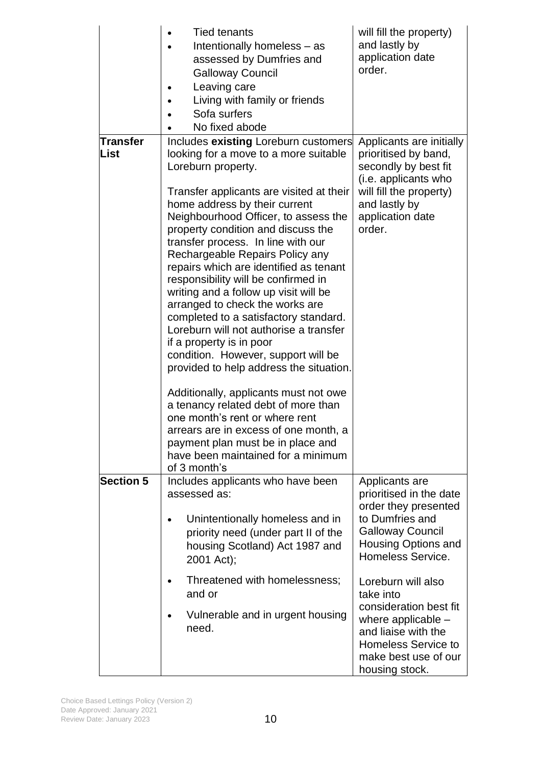| | | |
|---|---|---|
| | • Tied tenants<br>• Intentionally homeless – as assessed by Dumfries and Galloway Council<br>• Leaving care<br>• Living with family or friends<br>• Sofa surfers<br>• No fixed abode | will fill the property) and lastly by application date order. |
| **Transfer List** | Includes **existing** Loreburn customers looking for a move to a more suitable Loreburn property.<br><br>Transfer applicants are visited at their home address by their current Neighbourhood Officer, to assess the property condition and discuss the transfer process. In line with our Rechargeable Repairs Policy any repairs which are identified as tenant responsibility will be confirmed in writing and a follow up visit will be arranged to check the works are completed to a satisfactory standard. Loreburn will not authorise a transfer if a property is in poor condition. However, support will be provided to help address the situation.<br><br>Additionally, applicants must not owe a tenancy related debt of more than one month's rent or where rent arrears are in excess of one month, a payment plan must be in place and have been maintained for a minimum of 3 month's | Applicants are initially prioritised by band, secondly by best fit (i.e. applicants who will fill the property) and lastly by application date order. |
| **Section 5** | Includes applicants who have been assessed as:<br><br>• Unintentionally homeless and in priority need (under part II of the housing Scotland) Act 1987 and 2001 Act);<br>• Threatened with homelessness; and or<br>• Vulnerable and in urgent housing need. | Applicants are prioritised in the date order they presented to Dumfries and Galloway Council Housing Options and Homeless Service.<br><br>Loreburn will also take into consideration best fit where applicable – and liaise with the Homeless Service to make best use of our housing stock. |

Choice Based Lettings Policy (Version 2)
Date Approved: January 2021
Review Date: January 2023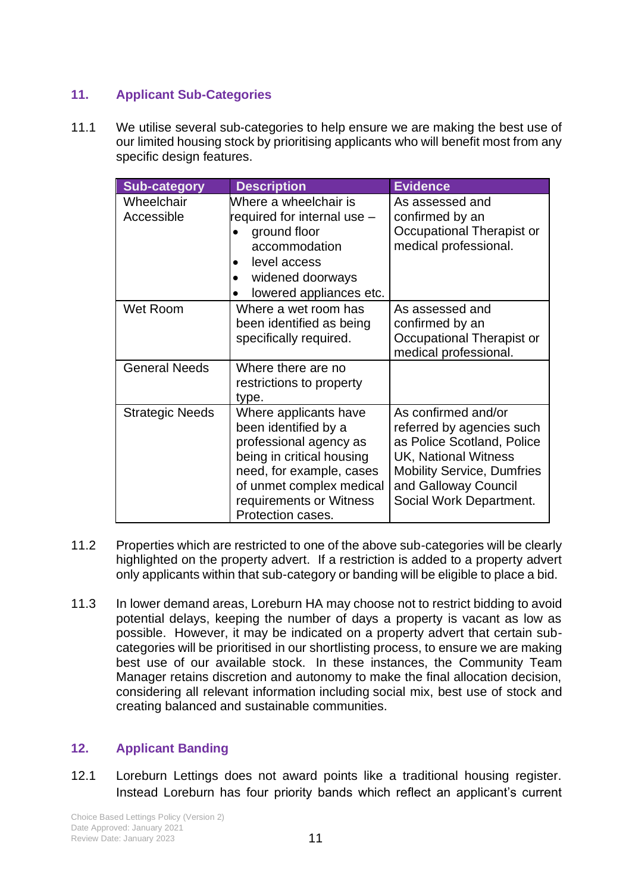## 11. Applicant Sub-Categories

11.1 We utilise several sub-categories to help ensure we are making the best use of our limited housing stock by prioritising applicants who will benefit most from any specific design features.

| Sub-category | Description | Evidence |
|---|---|---|
| Wheelchair Accessible | Where a wheelchair is required for internal use – <br>• ground floor accommodation<br>• level access<br>• widened doorways<br>• lowered appliances etc. | As assessed and confirmed by an Occupational Therapist or medical professional. |
| Wet Room | Where a wet room has been identified as being specifically required. | As assessed and confirmed by an Occupational Therapist or medical professional. |
| General Needs | Where there are no restrictions to property type. | |
| Strategic Needs | Where applicants have been identified by a professional agency as being in critical housing need, for example, cases of unmet complex medical requirements or Witness Protection cases. | As confirmed and/or referred by agencies such as Police Scotland, Police UK, National Witness Mobility Service, Dumfries and Galloway Council Social Work Department. |

11.2 Properties which are restricted to one of the above sub-categories will be clearly highlighted on the property advert. If a restriction is added to a property advert only applicants within that sub-category or banding will be eligible to place a bid.

11.3 In lower demand areas, Loreburn HA may choose not to restrict bidding to avoid potential delays, keeping the number of days a property is vacant as low as possible. However, it may be indicated on a property advert that certain sub-categories will be prioritised in our shortlisting process, to ensure we are making best use of our available stock. In these instances, the Community Team Manager retains discretion and autonomy to make the final allocation decision, considering all relevant information including social mix, best use of stock and creating balanced and sustainable communities.

## 12. Applicant Banding

12.1 Loreburn Lettings does not award points like a traditional housing register. Instead Loreburn has four priority bands which reflect an applicant's current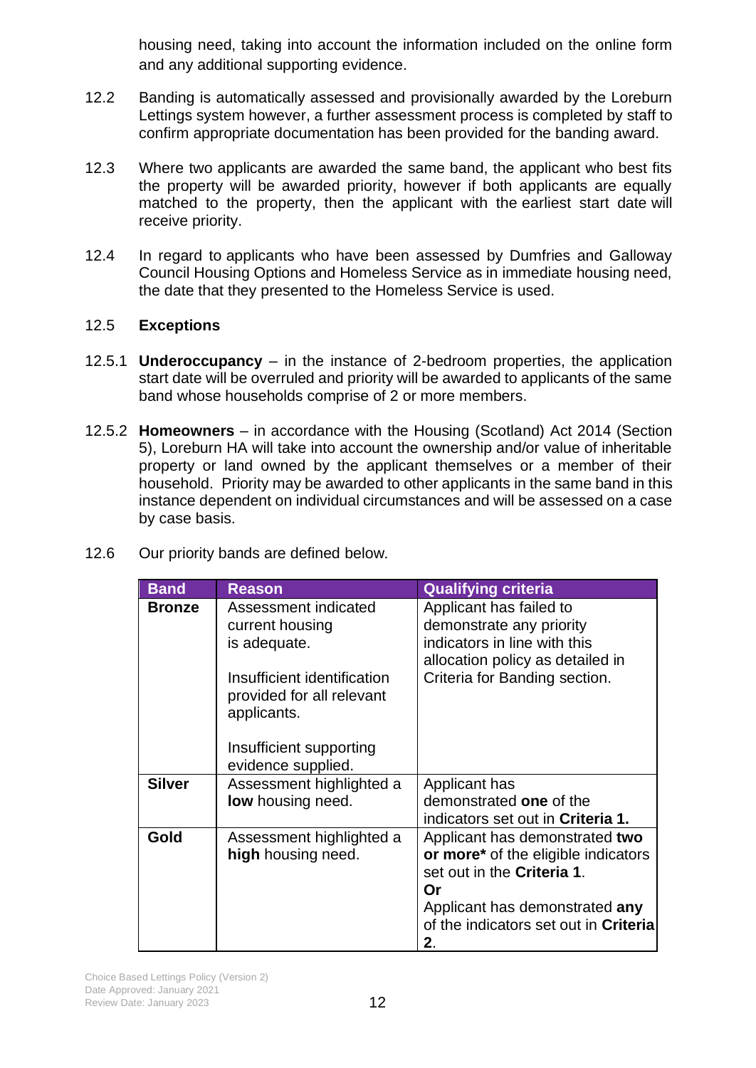housing need, taking into account the information included on the online form and any additional supporting evidence.

12.2 Banding is automatically assessed and provisionally awarded by the Loreburn Lettings system however, a further assessment process is completed by staff to confirm appropriate documentation has been provided for the banding award.

12.3 Where two applicants are awarded the same band, the applicant who best fits the property will be awarded priority, however if both applicants are equally matched to the property, then the applicant with the earliest start date will receive priority.

12.4 In regard to applicants who have been assessed by Dumfries and Galloway Council Housing Options and Homeless Service as in immediate housing need, the date that they presented to the Homeless Service is used.

12.5 **Exceptions**

12.5.1 **Underoccupancy** – in the instance of 2-bedroom properties, the application start date will be overruled and priority will be awarded to applicants of the same band whose households comprise of 2 or more members.

12.5.2 **Homeowners** – in accordance with the Housing (Scotland) Act 2014 (Section 5), Loreburn HA will take into account the ownership and/or value of inheritable property or land owned by the applicant themselves or a member of their household. Priority may be awarded to other applicants in the same band in this instance dependent on individual circumstances and will be assessed on a case by case basis.

12.6 Our priority bands are defined below.

| Band | Reason | Qualifying criteria |
|---|---|---|
| **Bronze** | Assessment indicated current housing is adequate.<br><br>Insufficient identification provided for all relevant applicants.<br><br>Insufficient supporting evidence supplied. | Applicant has failed to demonstrate any priority indicators in line with this allocation policy as detailed in Criteria for Banding section. |
| **Silver** | Assessment highlighted a **low** housing need. | Applicant has demonstrated **one** of the indicators set out in **Criteria 1.** |
| **Gold** | Assessment highlighted a **high** housing need. | Applicant has demonstrated **two or more*** of the eligible indicators set out in the **Criteria 1**.<br>**Or**<br>Applicant has demonstrated **any** of the indicators set out in **Criteria 2**. |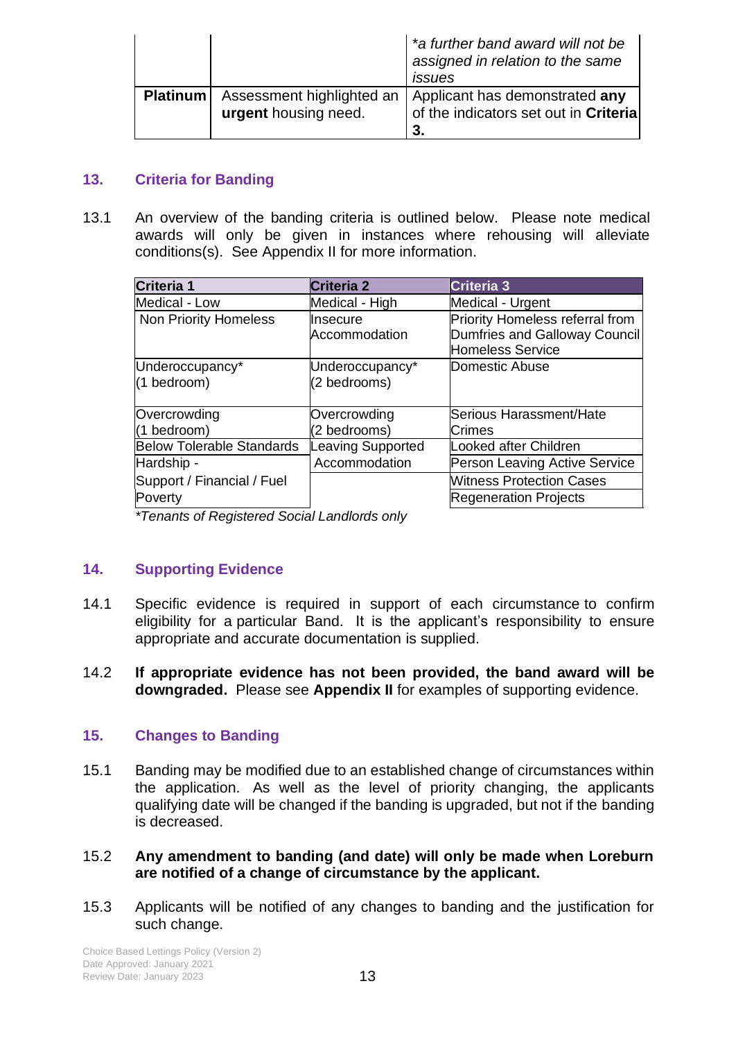| | | *a further band award will not be assigned in relation to the same issues* |
|---|---|---|
| **Platinum** | Assessment highlighted an **urgent** housing need. | Applicant has demonstrated **any** of the indicators set out in **Criteria 3.** |

## 13. Criteria for Banding

13.1 An overview of the banding criteria is outlined below. Please note medical awards will only be given in instances where rehousing will alleviate conditions(s). See Appendix II for more information.

| **Criteria 1** | **Criteria 2** | **Criteria 3** |
|---|---|---|
| Medical - Low | Medical - High | Medical - Urgent |
| Non Priority Homeless | Insecure Accommodation | Priority Homeless referral from Dumfries and Galloway Council Homeless Service |
| Underoccupancy* (1 bedroom) | Underoccupancy* (2 bedrooms) | Domestic Abuse |
| Overcrowding (1 bedroom) | Overcrowding (2 bedrooms) | Serious Harassment/Hate Crimes |
| Below Tolerable Standards | Leaving Supported Accommodation | Looked after Children |
| Hardship - Support / Financial / Fuel Poverty | | Person Leaving Active Service |
| | | Witness Protection Cases |
| | | Regeneration Projects |

*\*Tenants of Registered Social Landlords only*

## 14. Supporting Evidence

14.1 Specific evidence is required in support of each circumstance to confirm eligibility for a particular Band. It is the applicant's responsibility to ensure appropriate and accurate documentation is supplied.

14.2 **If appropriate evidence has not been provided, the band award will be downgraded.** Please see **Appendix II** for examples of supporting evidence.

## 15. Changes to Banding

15.1 Banding may be modified due to an established change of circumstances within the application. As well as the level of priority changing, the applicants qualifying date will be changed if the banding is upgraded, but not if the banding is decreased.

15.2 **Any amendment to banding (and date) will only be made when Loreburn are notified of a change of circumstance by the applicant.**

15.3 Applicants will be notified of any changes to banding and the justification for such change.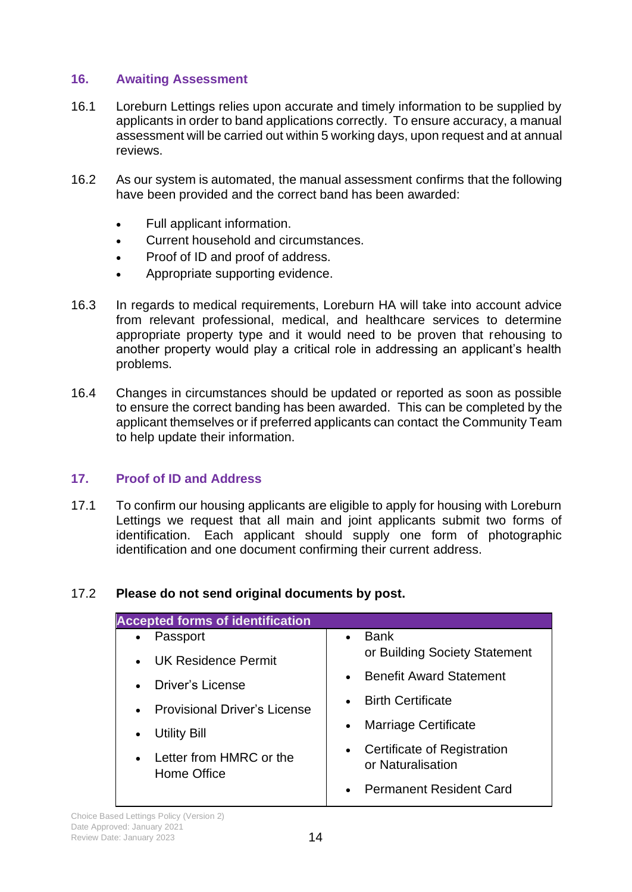## 16. Awaiting Assessment

16.1 Loreburn Lettings relies upon accurate and timely information to be supplied by applicants in order to band applications correctly. To ensure accuracy, a manual assessment will be carried out within 5 working days, upon request and at annual reviews.

16.2 As our system is automated, the manual assessment confirms that the following have been provided and the correct band has been awarded:

- Full applicant information.
- Current household and circumstances.
- Proof of ID and proof of address.
- Appropriate supporting evidence.

16.3 In regards to medical requirements, Loreburn HA will take into account advice from relevant professional, medical, and healthcare services to determine appropriate property type and it would need to be proven that rehousing to another property would play a critical role in addressing an applicant's health problems.

16.4 Changes in circumstances should be updated or reported as soon as possible to ensure the correct banding has been awarded. This can be completed by the applicant themselves or if preferred applicants can contact the Community Team to help update their information.

## 17. Proof of ID and Address

17.1 To confirm our housing applicants are eligible to apply for housing with Loreburn Lettings we request that all main and joint applicants submit two forms of identification. Each applicant should supply one form of photographic identification and one document confirming their current address.

17.2 **Please do not send original documents by post.**

| Accepted forms of identification | |
|---|---|
| • Passport<br>• UK Residence Permit<br>• Driver's License<br>• Provisional Driver's License<br>• Utility Bill<br>• Letter from HMRC or the Home Office | • Bank or Building Society Statement<br>• Benefit Award Statement<br>• Birth Certificate<br>• Marriage Certificate<br>• Certificate of Registration or Naturalisation<br>• Permanent Resident Card |

Choice Based Lettings Policy (Version 2)
Date Approved: January 2021
Review Date: January 2023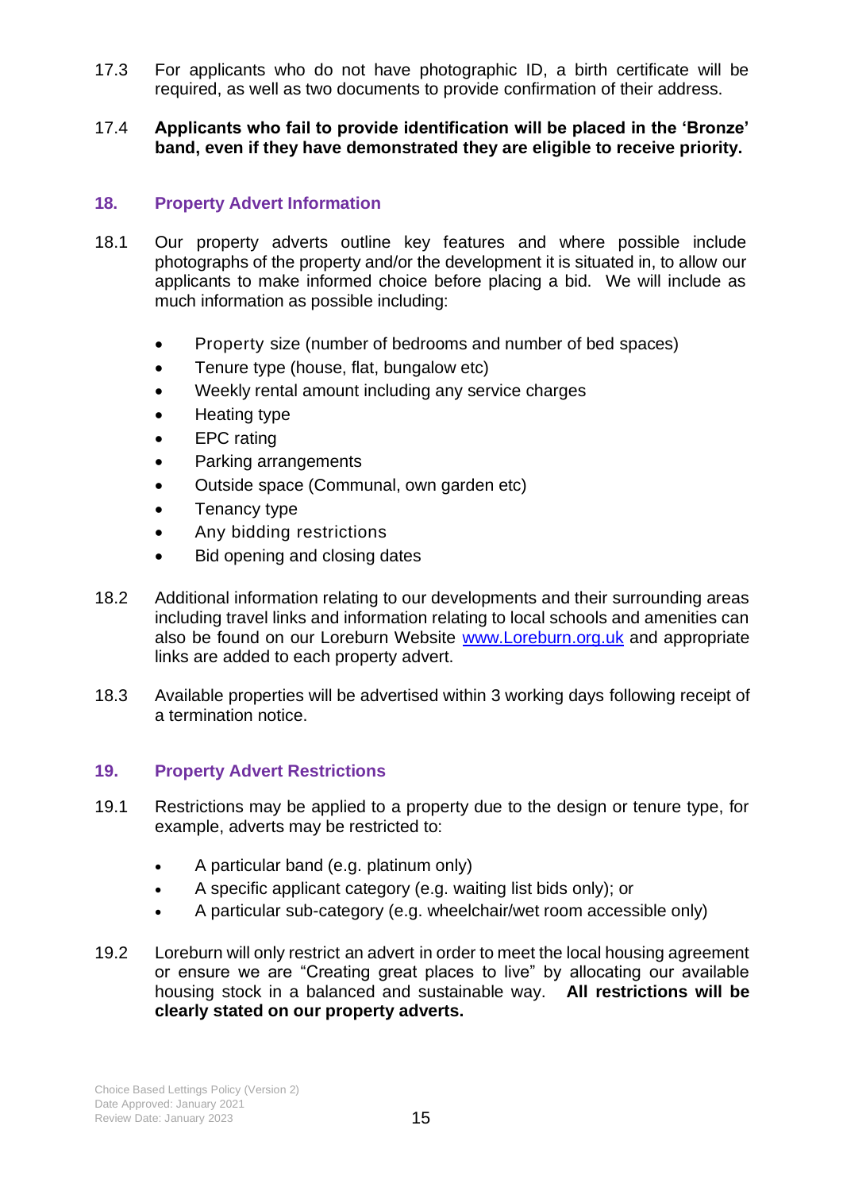17.3 For applicants who do not have photographic ID, a birth certificate will be required, as well as two documents to provide confirmation of their address.

17.4 **Applicants who fail to provide identification will be placed in the 'Bronze' band, even if they have demonstrated they are eligible to receive priority.**

## 18. Property Advert Information

18.1 Our property adverts outline key features and where possible include photographs of the property and/or the development it is situated in, to allow our applicants to make informed choice before placing a bid. We will include as much information as possible including:

- Property size (number of bedrooms and number of bed spaces)
- Tenure type (house, flat, bungalow etc)
- Weekly rental amount including any service charges
- Heating type
- EPC rating
- Parking arrangements
- Outside space (Communal, own garden etc)
- Tenancy type
- Any bidding restrictions
- Bid opening and closing dates

18.2 Additional information relating to our developments and their surrounding areas including travel links and information relating to local schools and amenities can also be found on our Loreburn Website [www.Loreburn.org.uk](http://www.Loreburn.org.uk) and appropriate links are added to each property advert.

18.3 Available properties will be advertised within 3 working days following receipt of a termination notice.

## 19. Property Advert Restrictions

19.1 Restrictions may be applied to a property due to the design or tenure type, for example, adverts may be restricted to:

- A particular band (e.g. platinum only)
- A specific applicant category (e.g. waiting list bids only); or
- A particular sub-category (e.g. wheelchair/wet room accessible only)

19.2 Loreburn will only restrict an advert in order to meet the local housing agreement or ensure we are "Creating great places to live" by allocating our available housing stock in a balanced and sustainable way. **All restrictions will be clearly stated on our property adverts.**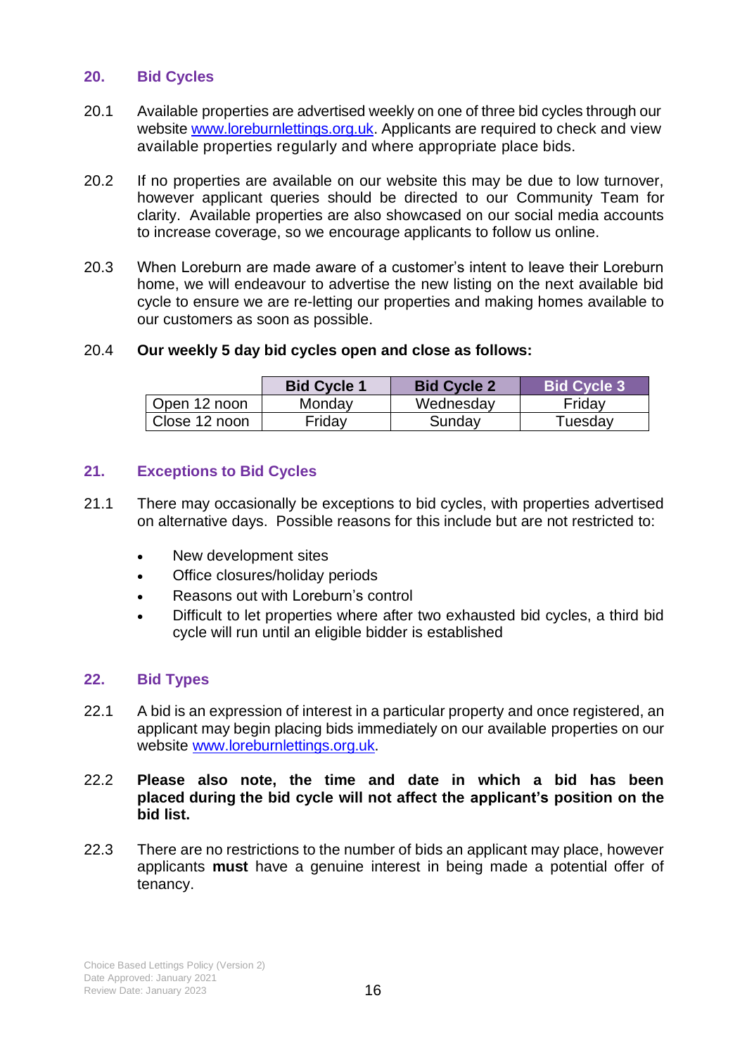## 20. Bid Cycles

20.1 Available properties are advertised weekly on one of three bid cycles through our website www.loreburnlettings.org.uk. Applicants are required to check and view available properties regularly and where appropriate place bids.

20.2 If no properties are available on our website this may be due to low turnover, however applicant queries should be directed to our Community Team for clarity. Available properties are also showcased on our social media accounts to increase coverage, so we encourage applicants to follow us online.

20.3 When Loreburn are made aware of a customer's intent to leave their Loreburn home, we will endeavour to advertise the new listing on the next available bid cycle to ensure we are re-letting our properties and making homes available to our customers as soon as possible.

20.4 **Our weekly 5 day bid cycles open and close as follows:**

| | Bid Cycle 1 | Bid Cycle 2 | Bid Cycle 3 |
|---|---|---|---|
| Open 12 noon | Monday | Wednesday | Friday |
| Close 12 noon | Friday | Sunday | Tuesday |

## 21. Exceptions to Bid Cycles

21.1 There may occasionally be exceptions to bid cycles, with properties advertised on alternative days. Possible reasons for this include but are not restricted to:

- New development sites
- Office closures/holiday periods
- Reasons out with Loreburn's control
- Difficult to let properties where after two exhausted bid cycles, a third bid cycle will run until an eligible bidder is established

## 22. Bid Types

22.1 A bid is an expression of interest in a particular property and once registered, an applicant may begin placing bids immediately on our available properties on our website www.loreburnlettings.org.uk.

22.2 **Please also note, the time and date in which a bid has been placed during the bid cycle will not affect the applicant's position on the bid list.**

22.3 There are no restrictions to the number of bids an applicant may place, however applicants **must** have a genuine interest in being made a potential offer of tenancy.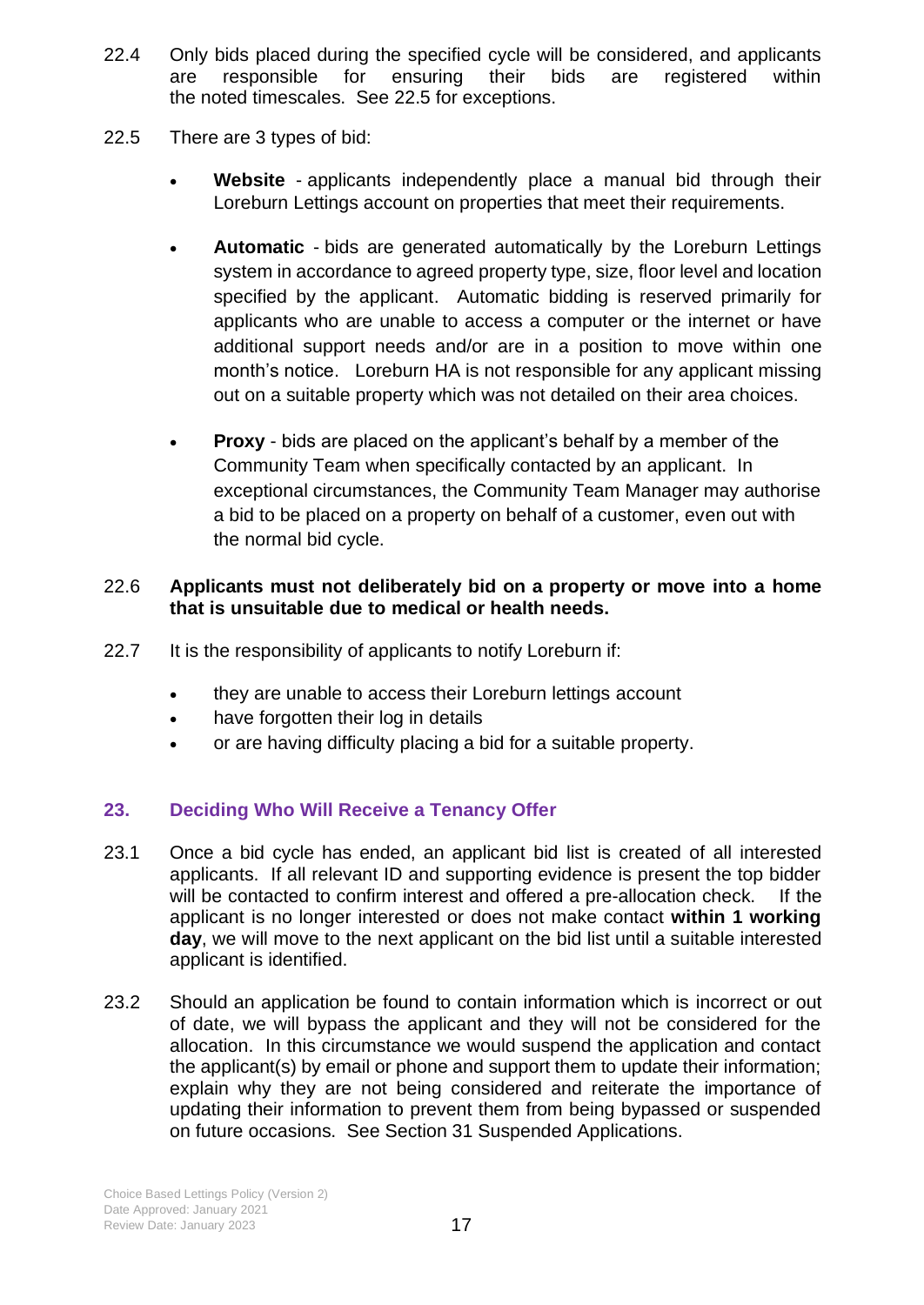22.4 Only bids placed during the specified cycle will be considered, and applicants are responsible for ensuring their bids are registered within the noted timescales. See 22.5 for exceptions.

22.5 There are 3 types of bid:

- **Website** - applicants independently place a manual bid through their Loreburn Lettings account on properties that meet their requirements.
- **Automatic** - bids are generated automatically by the Loreburn Lettings system in accordance to agreed property type, size, floor level and location specified by the applicant. Automatic bidding is reserved primarily for applicants who are unable to access a computer or the internet or have additional support needs and/or are in a position to move within one month's notice. Loreburn HA is not responsible for any applicant missing out on a suitable property which was not detailed on their area choices.
- **Proxy** - bids are placed on the applicant's behalf by a member of the Community Team when specifically contacted by an applicant. In exceptional circumstances, the Community Team Manager may authorise a bid to be placed on a property on behalf of a customer, even out with the normal bid cycle.

22.6 **Applicants must not deliberately bid on a property or move into a home that is unsuitable due to medical or health needs.**

22.7 It is the responsibility of applicants to notify Loreburn if:

- they are unable to access their Loreburn lettings account
- have forgotten their log in details
- or are having difficulty placing a bid for a suitable property.

## 23. Deciding Who Will Receive a Tenancy Offer

23.1 Once a bid cycle has ended, an applicant bid list is created of all interested applicants. If all relevant ID and supporting evidence is present the top bidder will be contacted to confirm interest and offered a pre-allocation check. If the applicant is no longer interested or does not make contact **within 1 working day**, we will move to the next applicant on the bid list until a suitable interested applicant is identified.

23.2 Should an application be found to contain information which is incorrect or out of date, we will bypass the applicant and they will not be considered for the allocation. In this circumstance we would suspend the application and contact the applicant(s) by email or phone and support them to update their information; explain why they are not being considered and reiterate the importance of updating their information to prevent them from being bypassed or suspended on future occasions. See Section 31 Suspended Applications.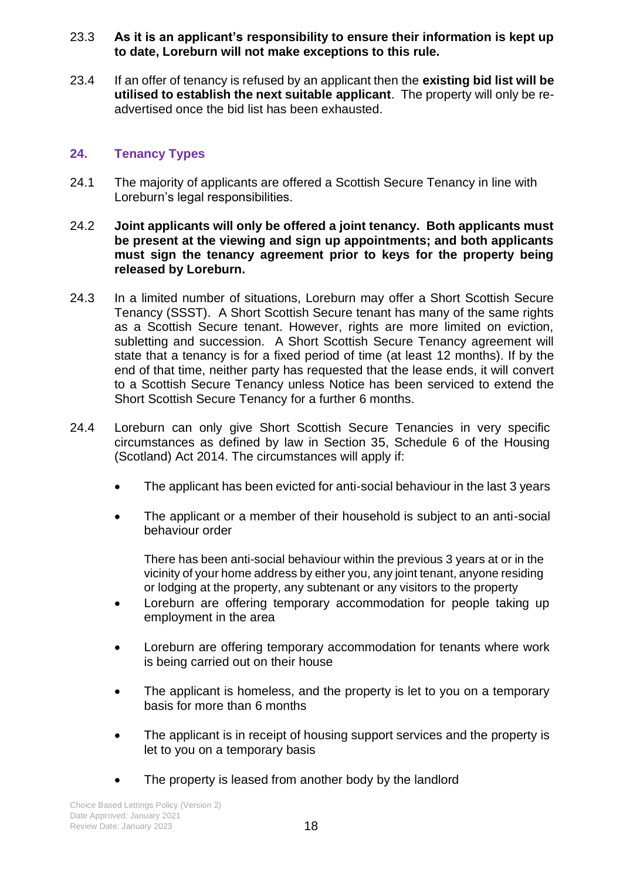23.3 **As it is an applicant's responsibility to ensure their information is kept up to date, Loreburn will not make exceptions to this rule.**

23.4 If an offer of tenancy is refused by an applicant then the **existing bid list will be utilised to establish the next suitable applicant**. The property will only be re-advertised once the bid list has been exhausted.

## 24. Tenancy Types

24.1 The majority of applicants are offered a Scottish Secure Tenancy in line with Loreburn's legal responsibilities.

24.2 **Joint applicants will only be offered a joint tenancy. Both applicants must be present at the viewing and sign up appointments; and both applicants must sign the tenancy agreement prior to keys for the property being released by Loreburn.**

24.3 In a limited number of situations, Loreburn may offer a Short Scottish Secure Tenancy (SSST). A Short Scottish Secure tenant has many of the same rights as a Scottish Secure tenant. However, rights are more limited on eviction, subletting and succession. A Short Scottish Secure Tenancy agreement will state that a tenancy is for a fixed period of time (at least 12 months). If by the end of that time, neither party has requested that the lease ends, it will convert to a Scottish Secure Tenancy unless Notice has been serviced to extend the Short Scottish Secure Tenancy for a further 6 months.

24.4 Loreburn can only give Short Scottish Secure Tenancies in very specific circumstances as defined by law in Section 35, Schedule 6 of the Housing (Scotland) Act 2014. The circumstances will apply if:

- The applicant has been evicted for anti-social behaviour in the last 3 years
- The applicant or a member of their household is subject to an anti-social behaviour order

  There has been anti-social behaviour within the previous 3 years at or in the vicinity of your home address by either you, any joint tenant, anyone residing or lodging at the property, any subtenant or any visitors to the property
- Loreburn are offering temporary accommodation for people taking up employment in the area
- Loreburn are offering temporary accommodation for tenants where work is being carried out on their house
- The applicant is homeless, and the property is let to you on a temporary basis for more than 6 months
- The applicant is in receipt of housing support services and the property is let to you on a temporary basis
- The property is leased from another body by the landlord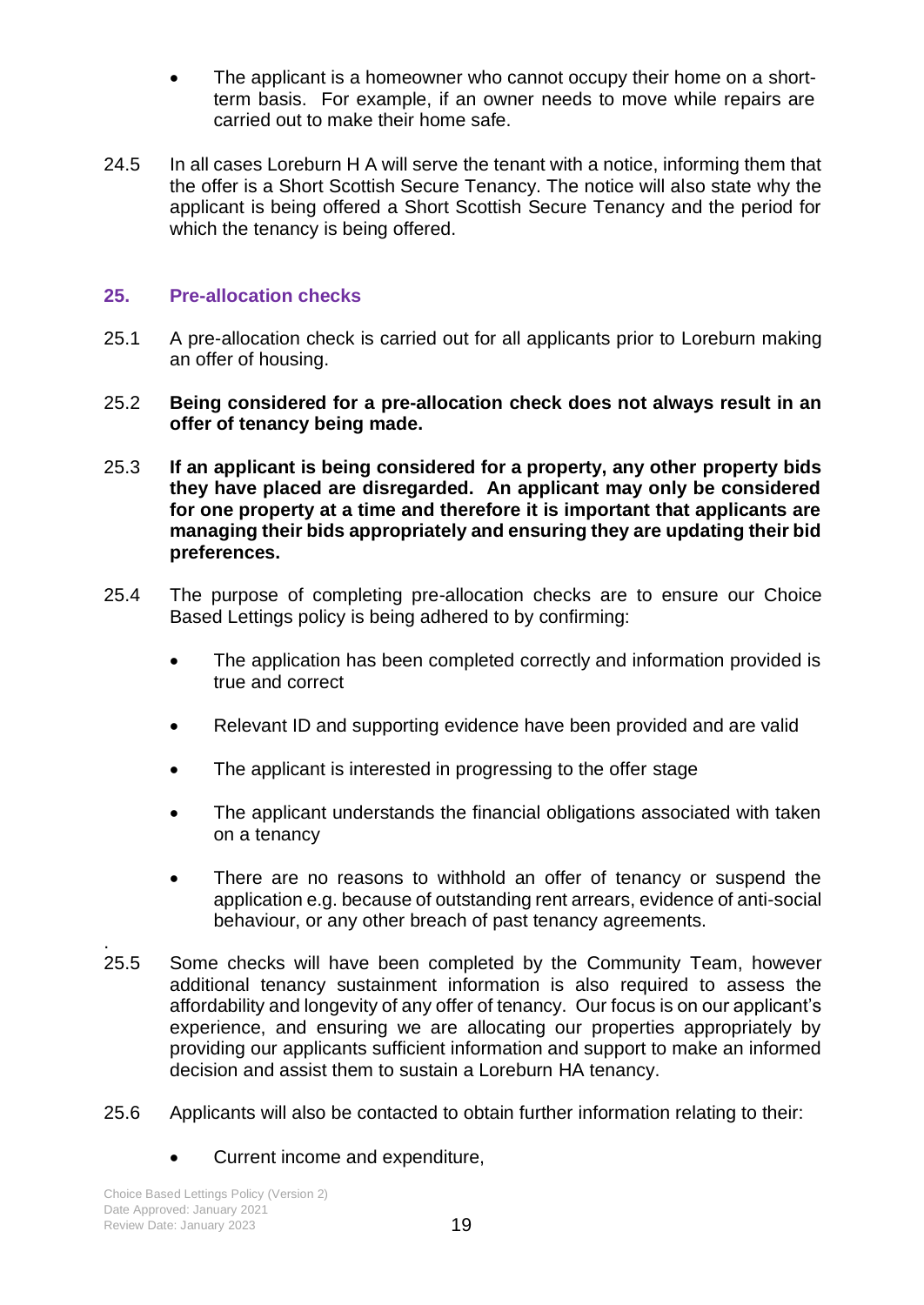- The applicant is a homeowner who cannot occupy their home on a short-term basis. For example, if an owner needs to move while repairs are carried out to make their home safe.

24.5 In all cases Loreburn H A will serve the tenant with a notice, informing them that the offer is a Short Scottish Secure Tenancy. The notice will also state why the applicant is being offered a Short Scottish Secure Tenancy and the period for which the tenancy is being offered.

## 25. Pre-allocation checks

25.1 A pre-allocation check is carried out for all applicants prior to Loreburn making an offer of housing.

25.2 **Being considered for a pre-allocation check does not always result in an offer of tenancy being made.**

25.3 **If an applicant is being considered for a property, any other property bids they have placed are disregarded. An applicant may only be considered for one property at a time and therefore it is important that applicants are managing their bids appropriately and ensuring they are updating their bid preferences.**

25.4 The purpose of completing pre-allocation checks are to ensure our Choice Based Lettings policy is being adhered to by confirming:

- The application has been completed correctly and information provided is true and correct
- Relevant ID and supporting evidence have been provided and are valid
- The applicant is interested in progressing to the offer stage
- The applicant understands the financial obligations associated with taken on a tenancy
- There are no reasons to withhold an offer of tenancy or suspend the application e.g. because of outstanding rent arrears, evidence of anti-social behaviour, or any other breach of past tenancy agreements.

25.5 Some checks will have been completed by the Community Team, however additional tenancy sustainment information is also required to assess the affordability and longevity of any offer of tenancy. Our focus is on our applicant's experience, and ensuring we are allocating our properties appropriately by providing our applicants sufficient information and support to make an informed decision and assist them to sustain a Loreburn HA tenancy.

25.6 Applicants will also be contacted to obtain further information relating to their:

- Current income and expenditure,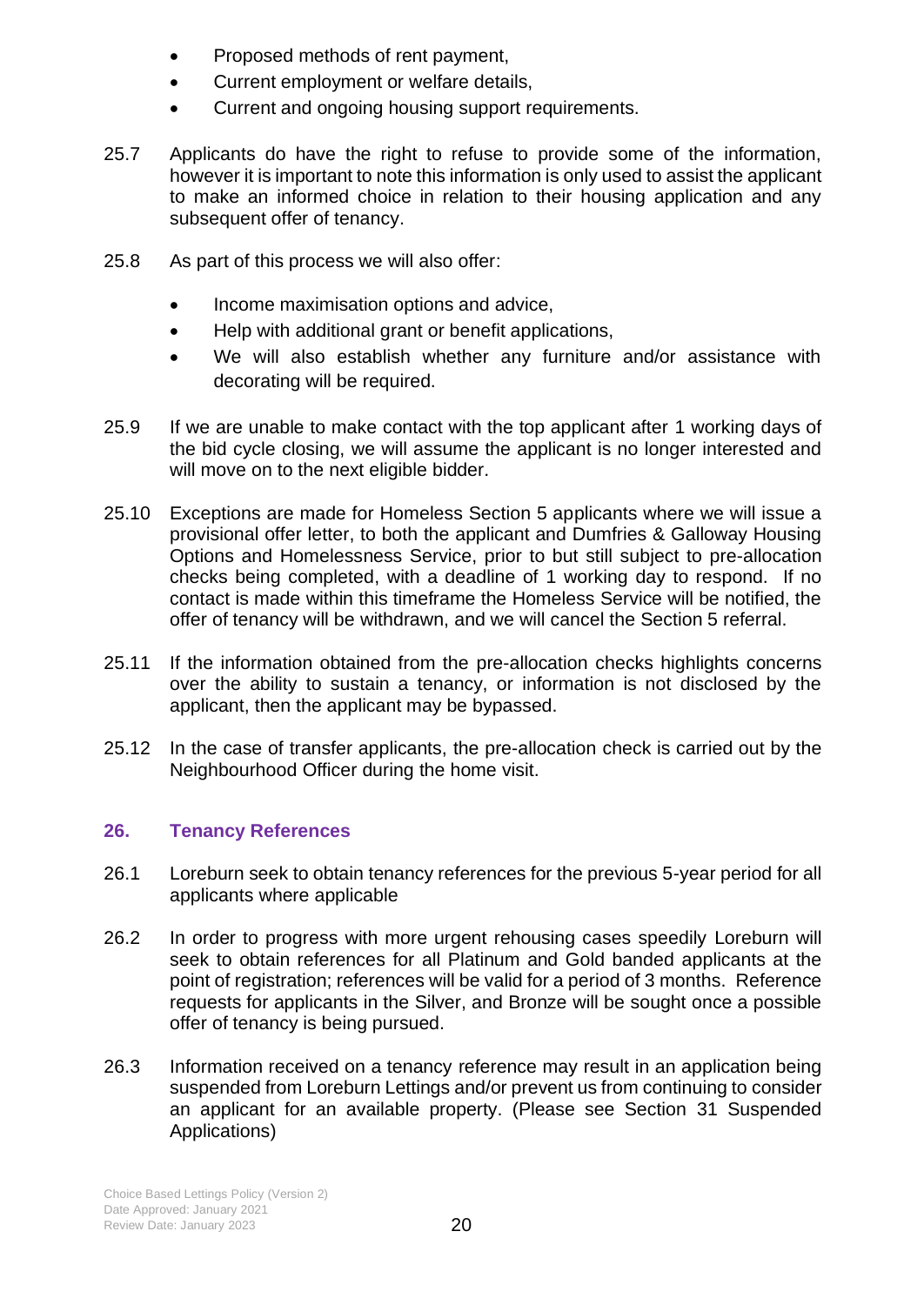- Proposed methods of rent payment,
- Current employment or welfare details,
- Current and ongoing housing support requirements.

25.7 Applicants do have the right to refuse to provide some of the information, however it is important to note this information is only used to assist the applicant to make an informed choice in relation to their housing application and any subsequent offer of tenancy.

25.8 As part of this process we will also offer:

- Income maximisation options and advice,
- Help with additional grant or benefit applications,
- We will also establish whether any furniture and/or assistance with decorating will be required.

25.9 If we are unable to make contact with the top applicant after 1 working days of the bid cycle closing, we will assume the applicant is no longer interested and will move on to the next eligible bidder.

25.10 Exceptions are made for Homeless Section 5 applicants where we will issue a provisional offer letter, to both the applicant and Dumfries & Galloway Housing Options and Homelessness Service, prior to but still subject to pre-allocation checks being completed, with a deadline of 1 working day to respond. If no contact is made within this timeframe the Homeless Service will be notified, the offer of tenancy will be withdrawn, and we will cancel the Section 5 referral.

25.11 If the information obtained from the pre-allocation checks highlights concerns over the ability to sustain a tenancy, or information is not disclosed by the applicant, then the applicant may be bypassed.

25.12 In the case of transfer applicants, the pre-allocation check is carried out by the Neighbourhood Officer during the home visit.

## 26. Tenancy References

26.1 Loreburn seek to obtain tenancy references for the previous 5-year period for all applicants where applicable

26.2 In order to progress with more urgent rehousing cases speedily Loreburn will seek to obtain references for all Platinum and Gold banded applicants at the point of registration; references will be valid for a period of 3 months. Reference requests for applicants in the Silver, and Bronze will be sought once a possible offer of tenancy is being pursued.

26.3 Information received on a tenancy reference may result in an application being suspended from Loreburn Lettings and/or prevent us from continuing to consider an applicant for an available property. (Please see Section 31 Suspended Applications)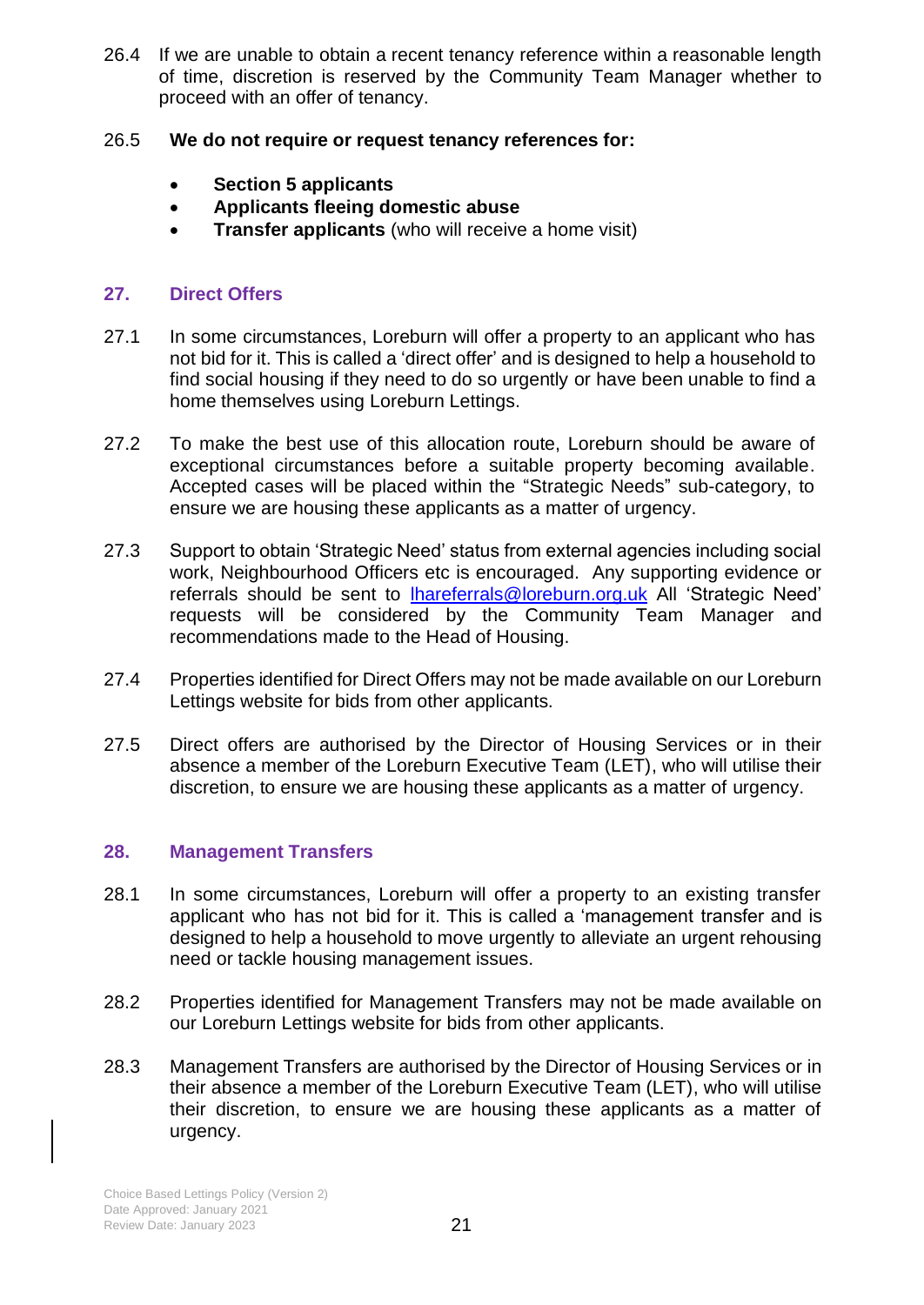26.4 If we are unable to obtain a recent tenancy reference within a reasonable length of time, discretion is reserved by the Community Team Manager whether to proceed with an offer of tenancy.

26.5 **We do not require or request tenancy references for:**

- **Section 5 applicants**
- **Applicants fleeing domestic abuse**
- **Transfer applicants** (who will receive a home visit)

## 27. Direct Offers

27.1 In some circumstances, Loreburn will offer a property to an applicant who has not bid for it. This is called a 'direct offer' and is designed to help a household to find social housing if they need to do so urgently or have been unable to find a home themselves using Loreburn Lettings.

27.2 To make the best use of this allocation route, Loreburn should be aware of exceptional circumstances before a suitable property becoming available. Accepted cases will be placed within the "Strategic Needs" sub-category, to ensure we are housing these applicants as a matter of urgency.

27.3 Support to obtain 'Strategic Need' status from external agencies including social work, Neighbourhood Officers etc is encouraged. Any supporting evidence or referrals should be sent to lhareferrals@loreburn.org.uk All 'Strategic Need' requests will be considered by the Community Team Manager and recommendations made to the Head of Housing.

27.4 Properties identified for Direct Offers may not be made available on our Loreburn Lettings website for bids from other applicants.

27.5 Direct offers are authorised by the Director of Housing Services or in their absence a member of the Loreburn Executive Team (LET), who will utilise their discretion, to ensure we are housing these applicants as a matter of urgency.

## 28. Management Transfers

28.1 In some circumstances, Loreburn will offer a property to an existing transfer applicant who has not bid for it. This is called a 'management transfer and is designed to help a household to move urgently to alleviate an urgent rehousing need or tackle housing management issues.

28.2 Properties identified for Management Transfers may not be made available on our Loreburn Lettings website for bids from other applicants.

28.3 Management Transfers are authorised by the Director of Housing Services or in their absence a member of the Loreburn Executive Team (LET), who will utilise their discretion, to ensure we are housing these applicants as a matter of urgency.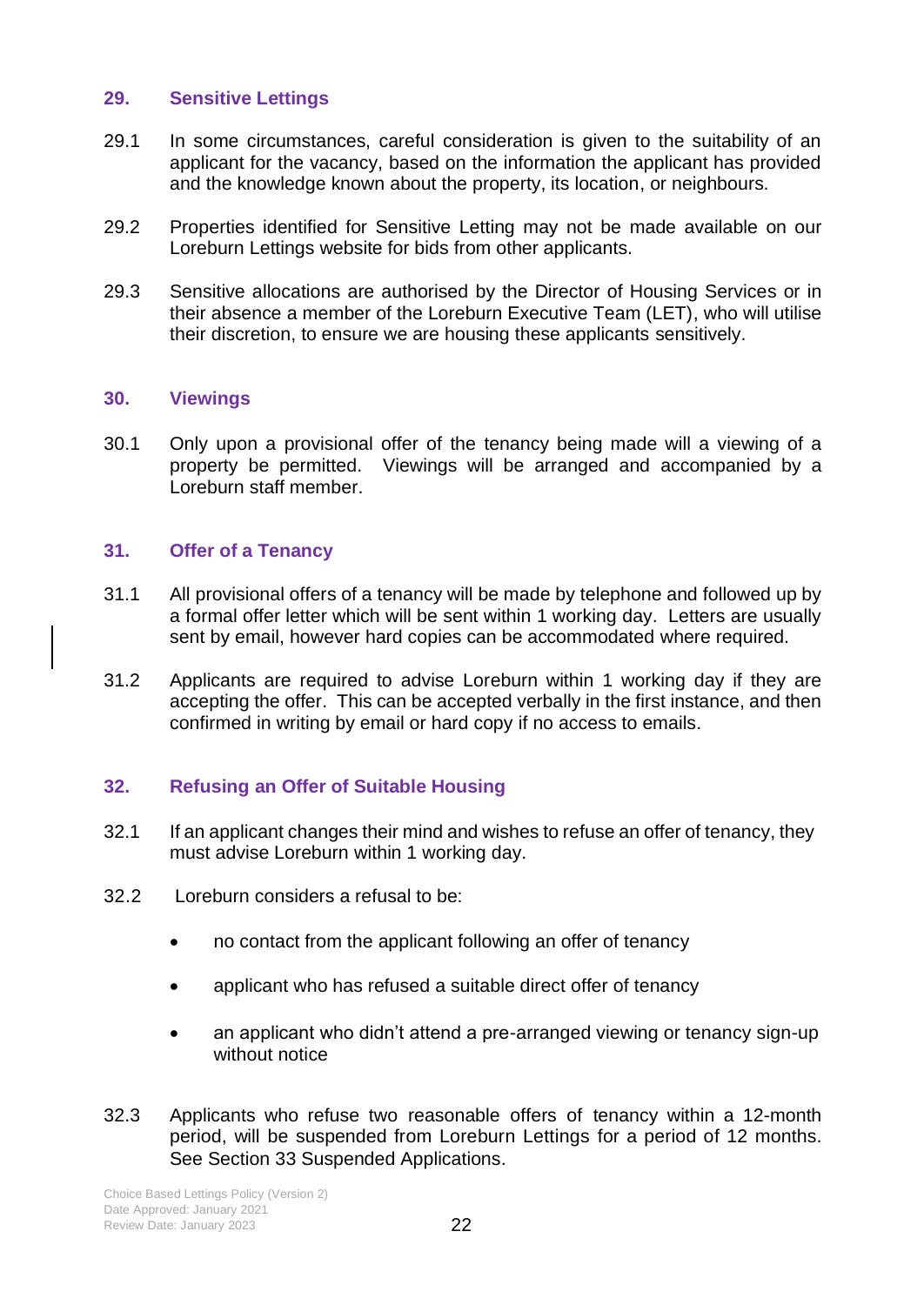## 29. Sensitive Lettings

29.1 In some circumstances, careful consideration is given to the suitability of an applicant for the vacancy, based on the information the applicant has provided and the knowledge known about the property, its location, or neighbours.

29.2 Properties identified for Sensitive Letting may not be made available on our Loreburn Lettings website for bids from other applicants.

29.3 Sensitive allocations are authorised by the Director of Housing Services or in their absence a member of the Loreburn Executive Team (LET), who will utilise their discretion, to ensure we are housing these applicants sensitively.

## 30. Viewings

30.1 Only upon a provisional offer of the tenancy being made will a viewing of a property be permitted. Viewings will be arranged and accompanied by a Loreburn staff member.

## 31. Offer of a Tenancy

31.1 All provisional offers of a tenancy will be made by telephone and followed up by a formal offer letter which will be sent within 1 working day. Letters are usually sent by email, however hard copies can be accommodated where required.

31.2 Applicants are required to advise Loreburn within 1 working day if they are accepting the offer. This can be accepted verbally in the first instance, and then confirmed in writing by email or hard copy if no access to emails.

## 32. Refusing an Offer of Suitable Housing

32.1 If an applicant changes their mind and wishes to refuse an offer of tenancy, they must advise Loreburn within 1 working day.

32.2 Loreburn considers a refusal to be:

- no contact from the applicant following an offer of tenancy
- applicant who has refused a suitable direct offer of tenancy
- an applicant who didn't attend a pre-arranged viewing or tenancy sign-up without notice

32.3 Applicants who refuse two reasonable offers of tenancy within a 12-month period, will be suspended from Loreburn Lettings for a period of 12 months. See Section 33 Suspended Applications.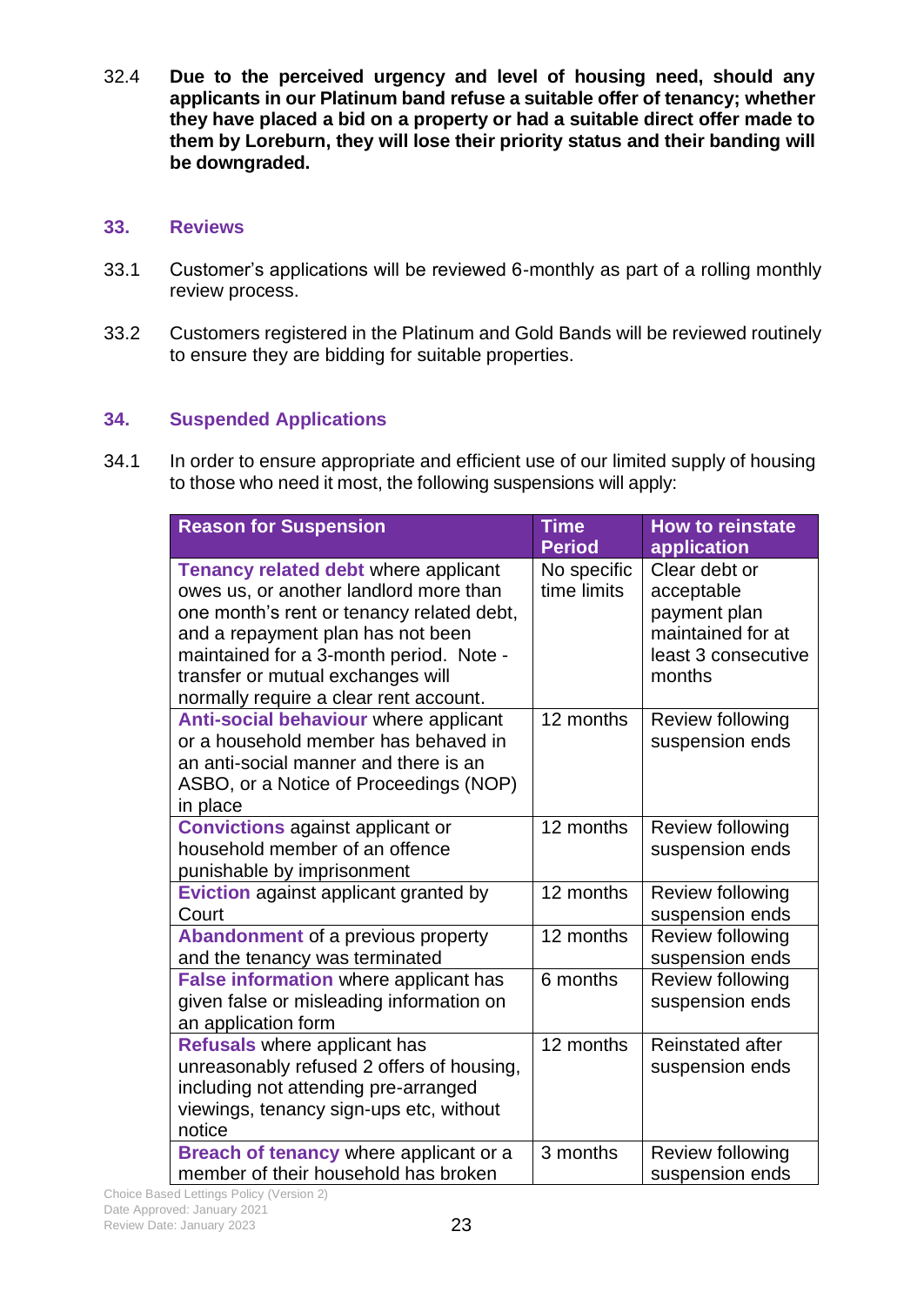32.4 **Due to the perceived urgency and level of housing need, should any applicants in our Platinum band refuse a suitable offer of tenancy; whether they have placed a bid on a property or had a suitable direct offer made to them by Loreburn, they will lose their priority status and their banding will be downgraded.**

## 33. Reviews

33.1 Customer's applications will be reviewed 6-monthly as part of a rolling monthly review process.

33.2 Customers registered in the Platinum and Gold Bands will be reviewed routinely to ensure they are bidding for suitable properties.

## 34. Suspended Applications

34.1 In order to ensure appropriate and efficient use of our limited supply of housing to those who need it most, the following suspensions will apply:

| Reason for Suspension | Time Period | How to reinstate application |
|---|---|---|
| **Tenancy related debt** where applicant owes us, or another landlord more than one month's rent or tenancy related debt, and a repayment plan has not been maintained for a 3-month period. Note - transfer or mutual exchanges will normally require a clear rent account. | No specific time limits | Clear debt or acceptable payment plan maintained for at least 3 consecutive months |
| **Anti-social behaviour** where applicant or a household member has behaved in an anti-social manner and there is an ASBO, or a Notice of Proceedings (NOP) in place | 12 months | Review following suspension ends |
| **Convictions** against applicant or household member of an offence punishable by imprisonment | 12 months | Review following suspension ends |
| **Eviction** against applicant granted by Court | 12 months | Review following suspension ends |
| **Abandonment** of a previous property and the tenancy was terminated | 12 months | Review following suspension ends |
| **False information** where applicant has given false or misleading information on an application form | 6 months | Review following suspension ends |
| **Refusals** where applicant has unreasonably refused 2 offers of housing, including not attending pre-arranged viewings, tenancy sign-ups etc, without notice | 12 months | Reinstated after suspension ends |
| **Breach of tenancy** where applicant or a member of their household has broken | 3 months | Review following suspension ends |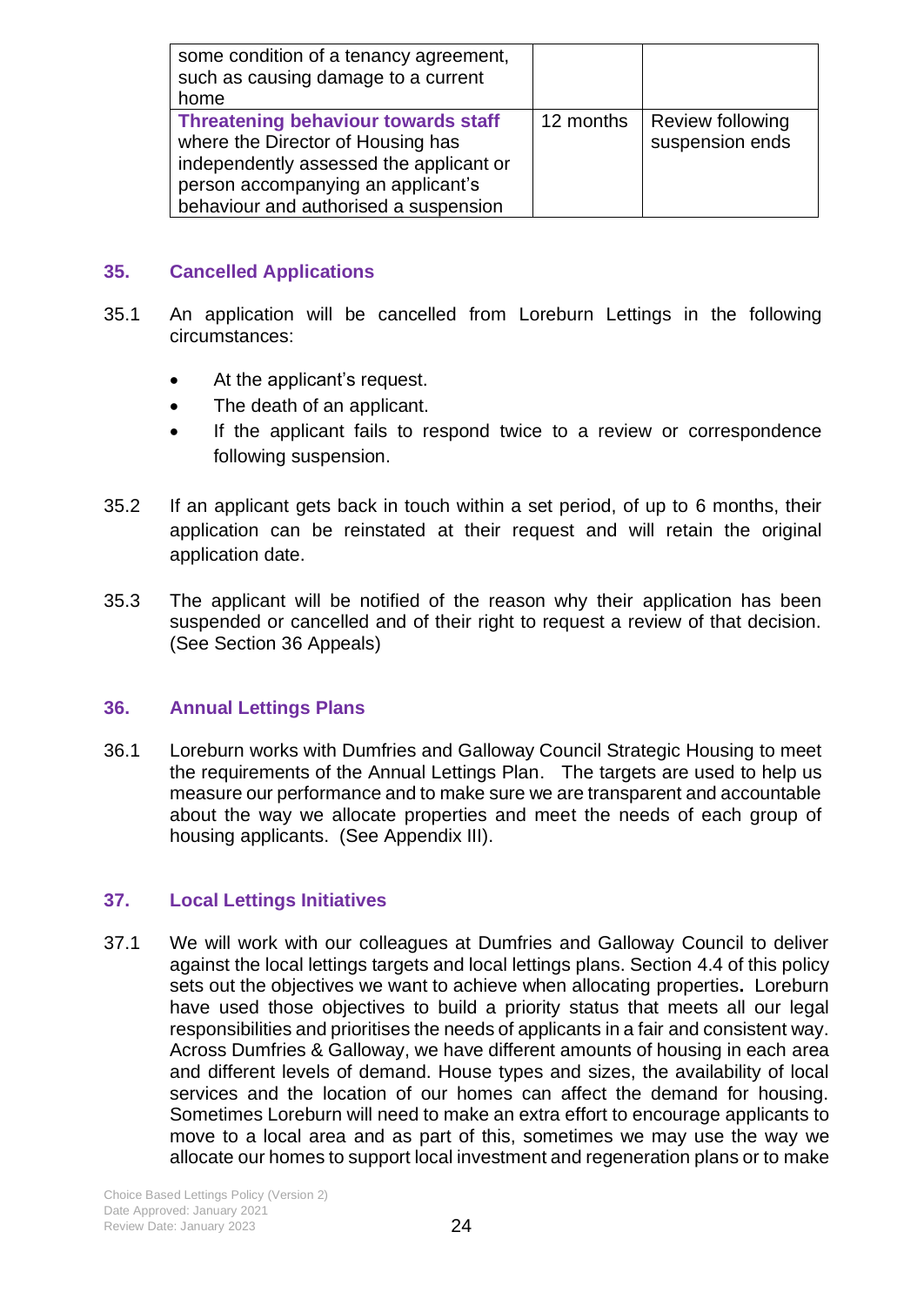| | | |
|---|---|---|
| some condition of a tenancy agreement, such as causing damage to a current home | | |
| **Threatening behaviour towards staff** where the Director of Housing has independently assessed the applicant or person accompanying an applicant's behaviour and authorised a suspension | 12 months | Review following suspension ends |

## 35. Cancelled Applications

35.1 An application will be cancelled from Loreburn Lettings in the following circumstances:

- At the applicant's request.
- The death of an applicant.
- If the applicant fails to respond twice to a review or correspondence following suspension.

35.2 If an applicant gets back in touch within a set period, of up to 6 months, their application can be reinstated at their request and will retain the original application date.

35.3 The applicant will be notified of the reason why their application has been suspended or cancelled and of their right to request a review of that decision. (See Section 36 Appeals)

## 36. Annual Lettings Plans

36.1 Loreburn works with Dumfries and Galloway Council Strategic Housing to meet the requirements of the Annual Lettings Plan. The targets are used to help us measure our performance and to make sure we are transparent and accountable about the way we allocate properties and meet the needs of each group of housing applicants. (See Appendix III).

## 37. Local Lettings Initiatives

37.1 We will work with our colleagues at Dumfries and Galloway Council to deliver against the local lettings targets and local lettings plans. Section 4.4 of this policy sets out the objectives we want to achieve when allocating properties**.** Loreburn have used those objectives to build a priority status that meets all our legal responsibilities and prioritises the needs of applicants in a fair and consistent way. Across Dumfries & Galloway, we have different amounts of housing in each area and different levels of demand. House types and sizes, the availability of local services and the location of our homes can affect the demand for housing. Sometimes Loreburn will need to make an extra effort to encourage applicants to move to a local area and as part of this, sometimes we may use the way we allocate our homes to support local investment and regeneration plans or to make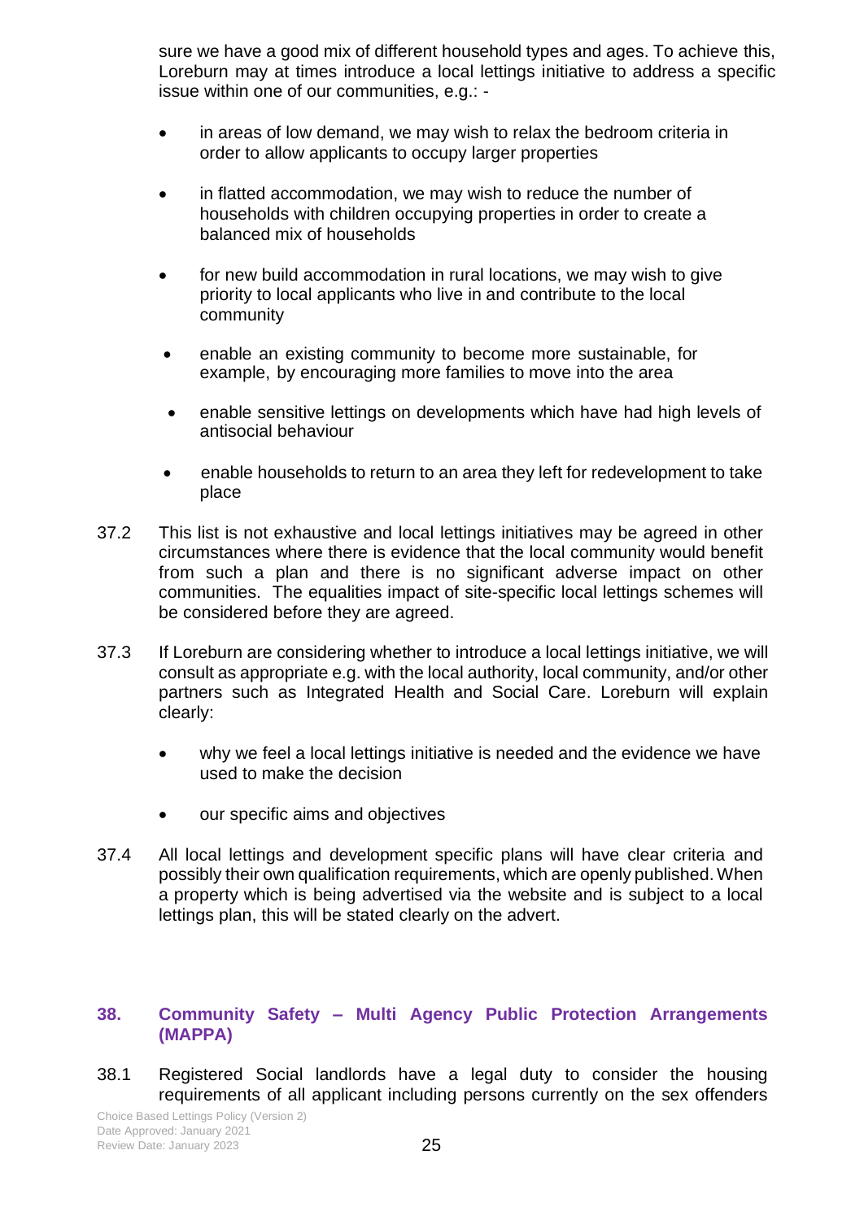sure we have a good mix of different household types and ages. To achieve this, Loreburn may at times introduce a local lettings initiative to address a specific issue within one of our communities, e.g.: -

- in areas of low demand, we may wish to relax the bedroom criteria in order to allow applicants to occupy larger properties
- in flatted accommodation, we may wish to reduce the number of households with children occupying properties in order to create a balanced mix of households
- for new build accommodation in rural locations, we may wish to give priority to local applicants who live in and contribute to the local community
- enable an existing community to become more sustainable, for example, by encouraging more families to move into the area
- enable sensitive lettings on developments which have had high levels of antisocial behaviour
- enable households to return to an area they left for redevelopment to take place

37.2 This list is not exhaustive and local lettings initiatives may be agreed in other circumstances where there is evidence that the local community would benefit from such a plan and there is no significant adverse impact on other communities. The equalities impact of site-specific local lettings schemes will be considered before they are agreed.

37.3 If Loreburn are considering whether to introduce a local lettings initiative, we will consult as appropriate e.g. with the local authority, local community, and/or other partners such as Integrated Health and Social Care. Loreburn will explain clearly:

- why we feel a local lettings initiative is needed and the evidence we have used to make the decision
- our specific aims and objectives

37.4 All local lettings and development specific plans will have clear criteria and possibly their own qualification requirements, which are openly published. When a property which is being advertised via the website and is subject to a local lettings plan, this will be stated clearly on the advert.

## 38. Community Safety – Multi Agency Public Protection Arrangements (MAPPA)

38.1 Registered Social landlords have a legal duty to consider the housing requirements of all applicant including persons currently on the sex offenders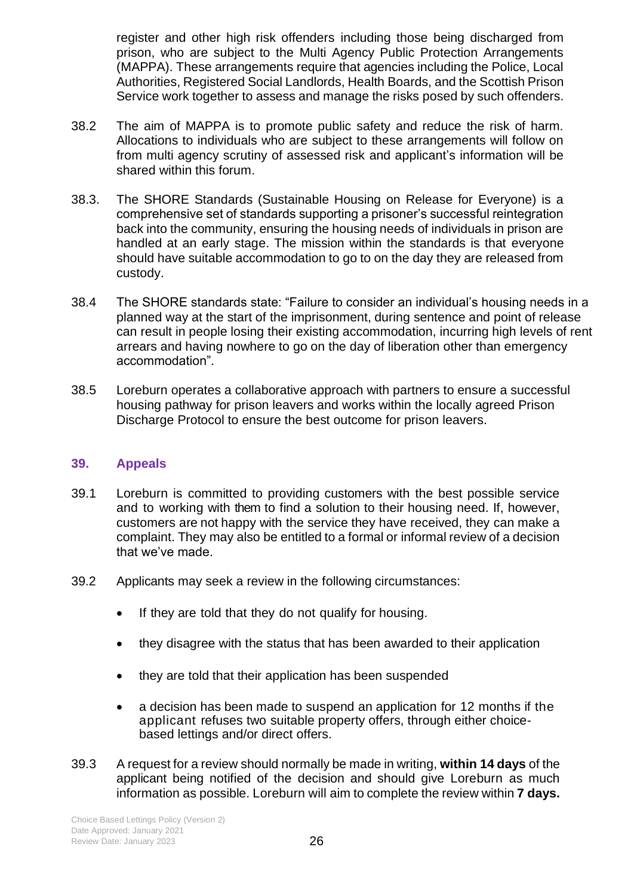register and other high risk offenders including those being discharged from prison, who are subject to the Multi Agency Public Protection Arrangements (MAPPA). These arrangements require that agencies including the Police, Local Authorities, Registered Social Landlords, Health Boards, and the Scottish Prison Service work together to assess and manage the risks posed by such offenders.

38.2 The aim of MAPPA is to promote public safety and reduce the risk of harm. Allocations to individuals who are subject to these arrangements will follow on from multi agency scrutiny of assessed risk and applicant's information will be shared within this forum.

38.3. The SHORE Standards (Sustainable Housing on Release for Everyone) is a comprehensive set of standards supporting a prisoner's successful reintegration back into the community, ensuring the housing needs of individuals in prison are handled at an early stage. The mission within the standards is that everyone should have suitable accommodation to go to on the day they are released from custody.

38.4 The SHORE standards state: "Failure to consider an individual's housing needs in a planned way at the start of the imprisonment, during sentence and point of release can result in people losing their existing accommodation, incurring high levels of rent arrears and having nowhere to go on the day of liberation other than emergency accommodation".

38.5 Loreburn operates a collaborative approach with partners to ensure a successful housing pathway for prison leavers and works within the locally agreed Prison Discharge Protocol to ensure the best outcome for prison leavers.

## 39. Appeals

39.1 Loreburn is committed to providing customers with the best possible service and to working with them to find a solution to their housing need. If, however, customers are not happy with the service they have received, they can make a complaint. They may also be entitled to a formal or informal review of a decision that we've made.

39.2 Applicants may seek a review in the following circumstances:

- If they are told that they do not qualify for housing.
- they disagree with the status that has been awarded to their application
- they are told that their application has been suspended
- a decision has been made to suspend an application for 12 months if the applicant refuses two suitable property offers, through either choice-based lettings and/or direct offers.

39.3 A request for a review should normally be made in writing, **within 14 days** of the applicant being notified of the decision and should give Loreburn as much information as possible. Loreburn will aim to complete the review within **7 days.**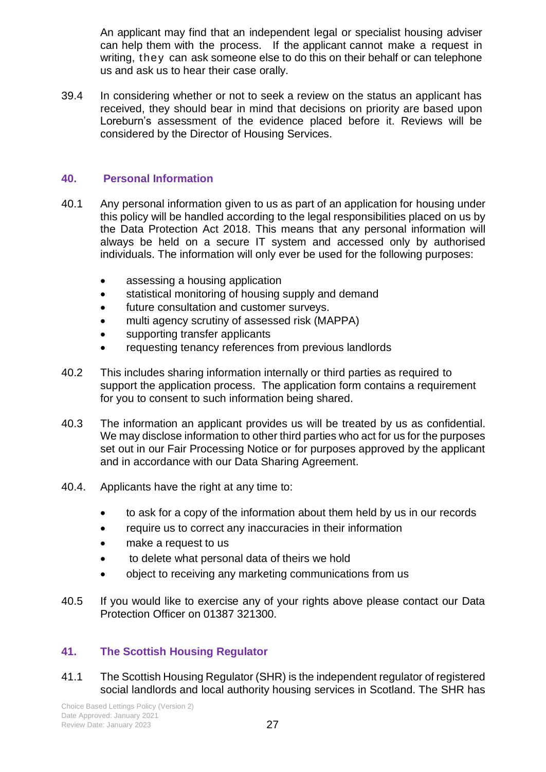An applicant may find that an independent legal or specialist housing adviser can help them with the process. If the applicant cannot make a request in writing, they can ask someone else to do this on their behalf or can telephone us and ask us to hear their case orally.

39.4 In considering whether or not to seek a review on the status an applicant has received, they should bear in mind that decisions on priority are based upon Loreburn's assessment of the evidence placed before it. Reviews will be considered by the Director of Housing Services.

## 40. Personal Information

40.1 Any personal information given to us as part of an application for housing under this policy will be handled according to the legal responsibilities placed on us by the Data Protection Act 2018. This means that any personal information will always be held on a secure IT system and accessed only by authorised individuals. The information will only ever be used for the following purposes:

- assessing a housing application
- statistical monitoring of housing supply and demand
- future consultation and customer surveys.
- multi agency scrutiny of assessed risk (MAPPA)
- supporting transfer applicants
- requesting tenancy references from previous landlords

40.2 This includes sharing information internally or third parties as required to support the application process. The application form contains a requirement for you to consent to such information being shared.

40.3 The information an applicant provides us will be treated by us as confidential. We may disclose information to other third parties who act for us for the purposes set out in our Fair Processing Notice or for purposes approved by the applicant and in accordance with our Data Sharing Agreement.

40.4. Applicants have the right at any time to:

- to ask for a copy of the information about them held by us in our records
- require us to correct any inaccuracies in their information
- make a request to us
- to delete what personal data of theirs we hold
- object to receiving any marketing communications from us

40.5 If you would like to exercise any of your rights above please contact our Data Protection Officer on 01387 321300.

## 41. The Scottish Housing Regulator

41.1 The Scottish Housing Regulator (SHR) is the independent regulator of registered social landlords and local authority housing services in Scotland. The SHR has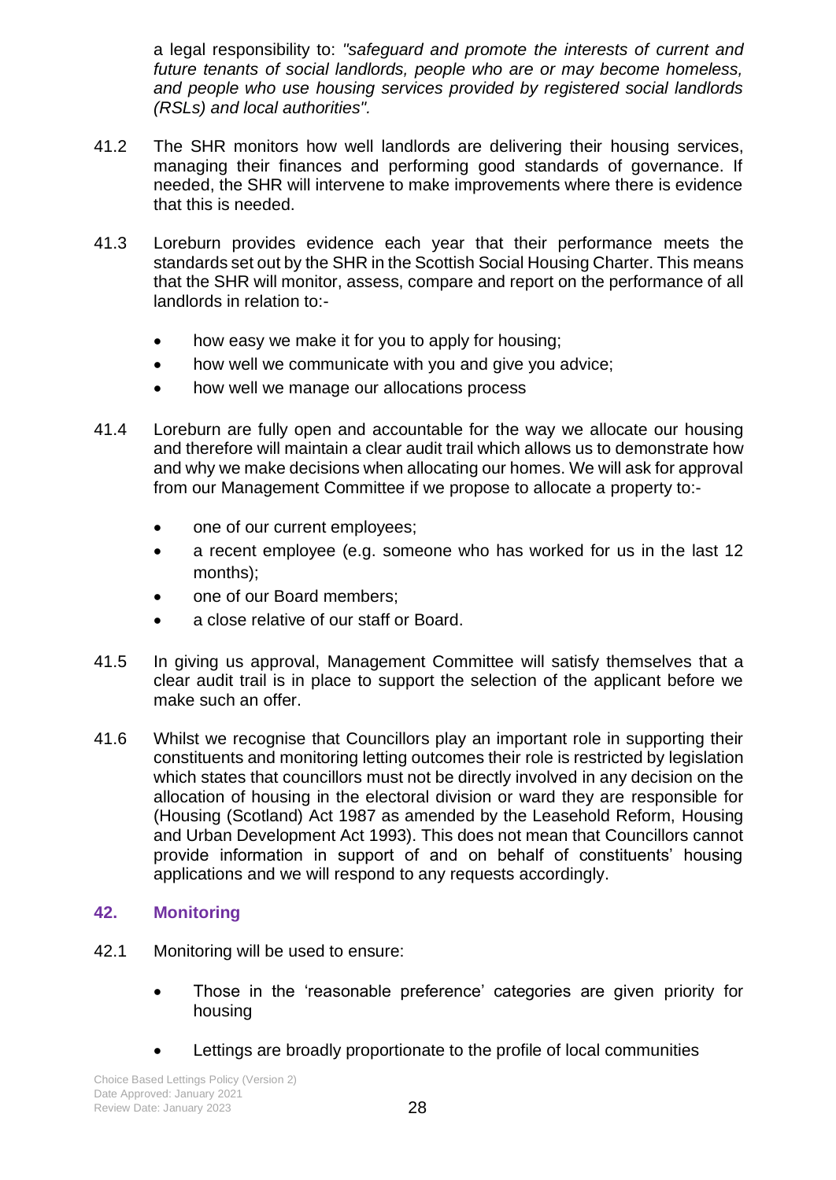a legal responsibility to: *"safeguard and promote the interests of current and future tenants of social landlords, people who are or may become homeless, and people who use housing services provided by registered social landlords (RSLs) and local authorities".*

41.2 The SHR monitors how well landlords are delivering their housing services, managing their finances and performing good standards of governance. If needed, the SHR will intervene to make improvements where there is evidence that this is needed.

41.3 Loreburn provides evidence each year that their performance meets the standards set out by the SHR in the Scottish Social Housing Charter. This means that the SHR will monitor, assess, compare and report on the performance of all landlords in relation to:-

- how easy we make it for you to apply for housing;
- how well we communicate with you and give you advice;
- how well we manage our allocations process

41.4 Loreburn are fully open and accountable for the way we allocate our housing and therefore will maintain a clear audit trail which allows us to demonstrate how and why we make decisions when allocating our homes. We will ask for approval from our Management Committee if we propose to allocate a property to:-

- one of our current employees;
- a recent employee (e.g. someone who has worked for us in the last 12 months);
- one of our Board members;
- a close relative of our staff or Board.

41.5 In giving us approval, Management Committee will satisfy themselves that a clear audit trail is in place to support the selection of the applicant before we make such an offer.

41.6 Whilst we recognise that Councillors play an important role in supporting their constituents and monitoring letting outcomes their role is restricted by legislation which states that councillors must not be directly involved in any decision on the allocation of housing in the electoral division or ward they are responsible for (Housing (Scotland) Act 1987 as amended by the Leasehold Reform, Housing and Urban Development Act 1993). This does not mean that Councillors cannot provide information in support of and on behalf of constituents' housing applications and we will respond to any requests accordingly.

## 42. Monitoring

42.1 Monitoring will be used to ensure:

- Those in the 'reasonable preference' categories are given priority for housing
- Lettings are broadly proportionate to the profile of local communities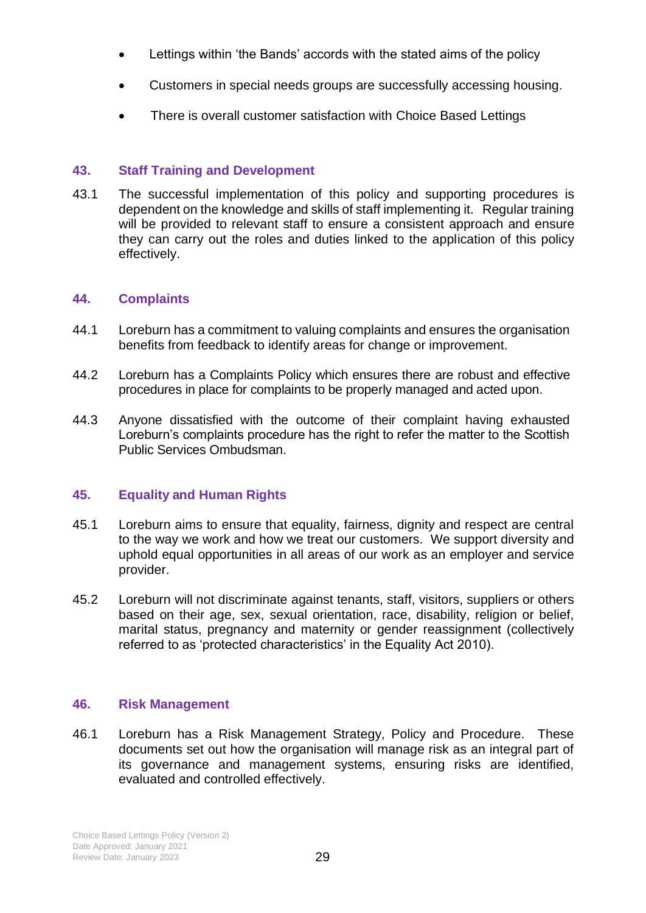- Lettings within 'the Bands' accords with the stated aims of the policy
- Customers in special needs groups are successfully accessing housing.
- There is overall customer satisfaction with Choice Based Lettings

## 43. Staff Training and Development

43.1 The successful implementation of this policy and supporting procedures is dependent on the knowledge and skills of staff implementing it. Regular training will be provided to relevant staff to ensure a consistent approach and ensure they can carry out the roles and duties linked to the application of this policy effectively.

## 44. Complaints

44.1 Loreburn has a commitment to valuing complaints and ensures the organisation benefits from feedback to identify areas for change or improvement.

44.2 Loreburn has a Complaints Policy which ensures there are robust and effective procedures in place for complaints to be properly managed and acted upon.

44.3 Anyone dissatisfied with the outcome of their complaint having exhausted Loreburn's complaints procedure has the right to refer the matter to the Scottish Public Services Ombudsman.

## 45. Equality and Human Rights

45.1 Loreburn aims to ensure that equality, fairness, dignity and respect are central to the way we work and how we treat our customers. We support diversity and uphold equal opportunities in all areas of our work as an employer and service provider.

45.2 Loreburn will not discriminate against tenants, staff, visitors, suppliers or others based on their age, sex, sexual orientation, race, disability, religion or belief, marital status, pregnancy and maternity or gender reassignment (collectively referred to as 'protected characteristics' in the Equality Act 2010).

## 46. Risk Management

46.1 Loreburn has a Risk Management Strategy, Policy and Procedure. These documents set out how the organisation will manage risk as an integral part of its governance and management systems, ensuring risks are identified, evaluated and controlled effectively.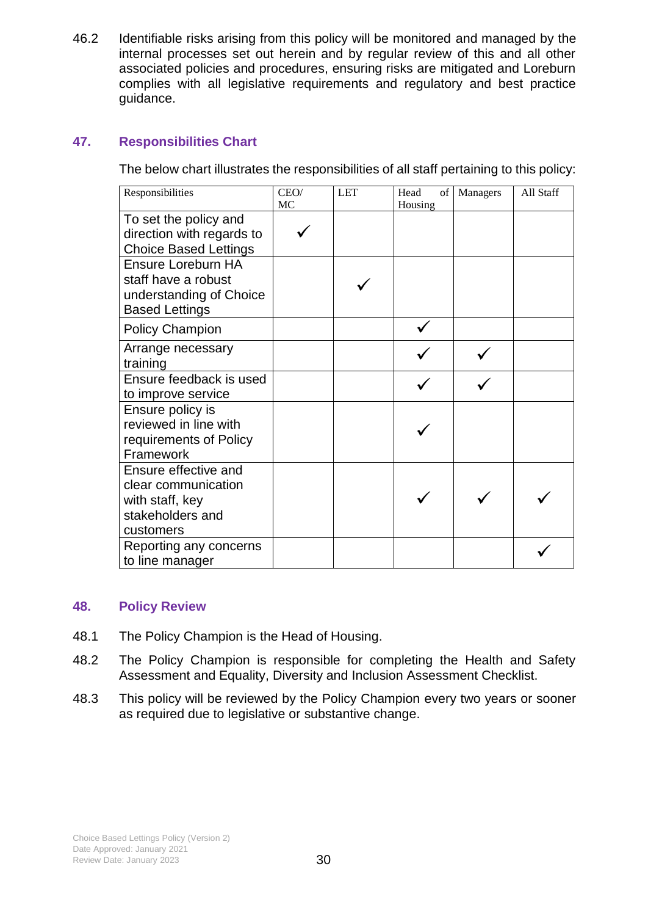46.2 Identifiable risks arising from this policy will be monitored and managed by the internal processes set out herein and by regular review of this and all other associated policies and procedures, ensuring risks are mitigated and Loreburn complies with all legislative requirements and regulatory and best practice guidance.

## 47. Responsibilities Chart

The below chart illustrates the responsibilities of all staff pertaining to this policy:

| Responsibilities | CEO/ MC | LET | Head of Housing | Managers | All Staff |
|---|---|---|---|---|---|
| To set the policy and direction with regards to Choice Based Lettings | ✓ | | | | |
| Ensure Loreburn HA staff have a robust understanding of Choice Based Lettings | | ✓ | | | |
| Policy Champion | | | ✓ | | |
| Arrange necessary training | | | ✓ | ✓ | |
| Ensure feedback is used to improve service | | | ✓ | ✓ | |
| Ensure policy is reviewed in line with requirements of Policy Framework | | | ✓ | | |
| Ensure effective and clear communication with staff, key stakeholders and customers | | | ✓ | ✓ | ✓ |
| Reporting any concerns to line manager | | | | | ✓ |

## 48. Policy Review

48.1 The Policy Champion is the Head of Housing.

48.2 The Policy Champion is responsible for completing the Health and Safety Assessment and Equality, Diversity and Inclusion Assessment Checklist.

48.3 This policy will be reviewed by the Policy Champion every two years or sooner as required due to legislative or substantive change.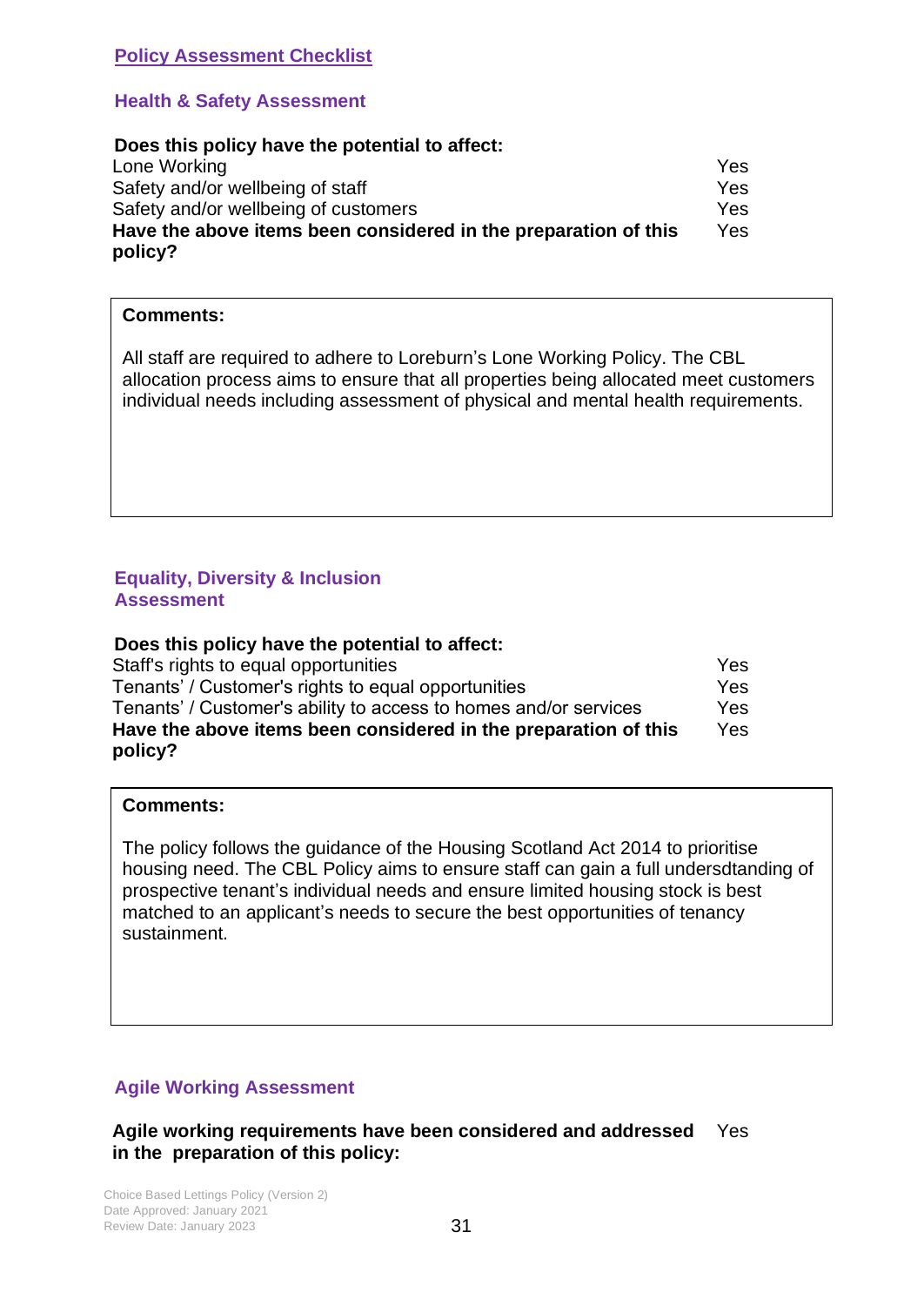## Policy Assessment Checklist

### Health & Safety Assessment

| **Does this policy have the potential to affect:** | |
|---|---|
| Lone Working | Yes |
| Safety and/or wellbeing of staff | Yes |
| Safety and/or wellbeing of customers | Yes |
| **Have the above items been considered in the preparation of this policy?** | Yes |

**Comments:**

All staff are required to adhere to Loreburn's Lone Working Policy. The CBL allocation process aims to ensure that all properties being allocated meet customers individual needs including assessment of physical and mental health requirements.

### Equality, Diversity & Inclusion Assessment

| **Does this policy have the potential to affect:** | |
|---|---|
| Staff's rights to equal opportunities | Yes |
| Tenants' / Customer's rights to equal opportunities | Yes |
| Tenants' / Customer's ability to access to homes and/or services | Yes |
| **Have the above items been considered in the preparation of this policy?** | Yes |

**Comments:**

The policy follows the guidance of the Housing Scotland Act 2014 to prioritise housing need. The CBL Policy aims to ensure staff can gain a full undersdtanding of prospective tenant's individual needs and ensure limited housing stock is best matched to an applicant's needs to secure the best opportunities of tenancy sustainment.

### Agile Working Assessment

| **Agile working requirements have been considered and addressed in the preparation of this policy:** | Yes |
|---|---|

Choice Based Lettings Policy (Version 2)
Date Approved: January 2021
Review Date: January 2023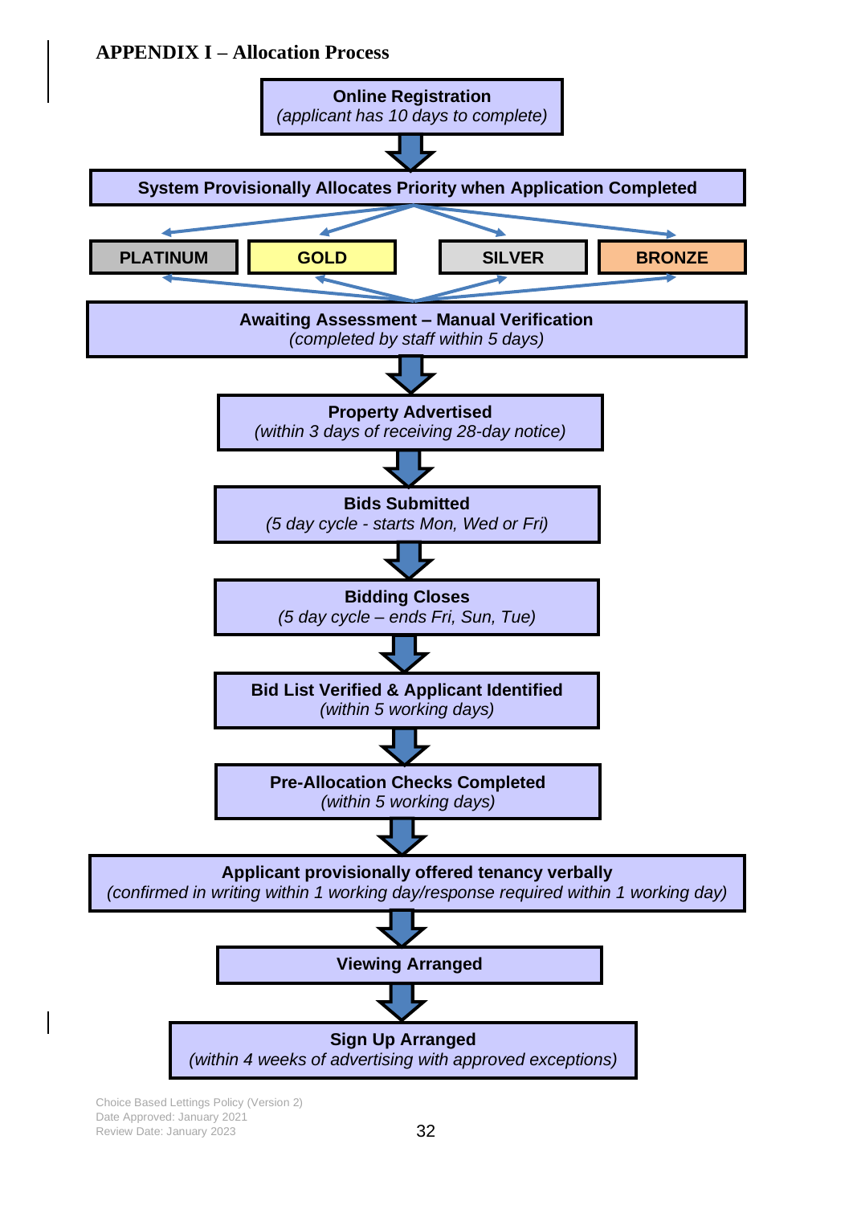## APPENDIX I – Allocation Process

**Online Registration**
*(applicant has 10 days to complete)*

↓

**System Provisionally Allocates Priority when Application Completed**

| PLATINUM | GOLD | SILVER | BRONZE |
|---|---|---|---|

**Awaiting Assessment – Manual Verification**
*(completed by staff within 5 days)*

↓

**Property Advertised**
*(within 3 days of receiving 28-day notice)*

↓

**Bids Submitted**
*(5 day cycle - starts Mon, Wed or Fri)*

↓

**Bidding Closes**
*(5 day cycle – ends Fri, Sun, Tue)*

↓

**Bid List Verified & Applicant Identified**
*(within 5 working days)*

↓

**Pre-Allocation Checks Completed**
*(within 5 working days)*

↓

**Applicant provisionally offered tenancy verbally**
*(confirmed in writing within 1 working day/response required within 1 working day)*

↓

**Viewing Arranged**

↓

**Sign Up Arranged**
*(within 4 weeks of advertising with approved exceptions)*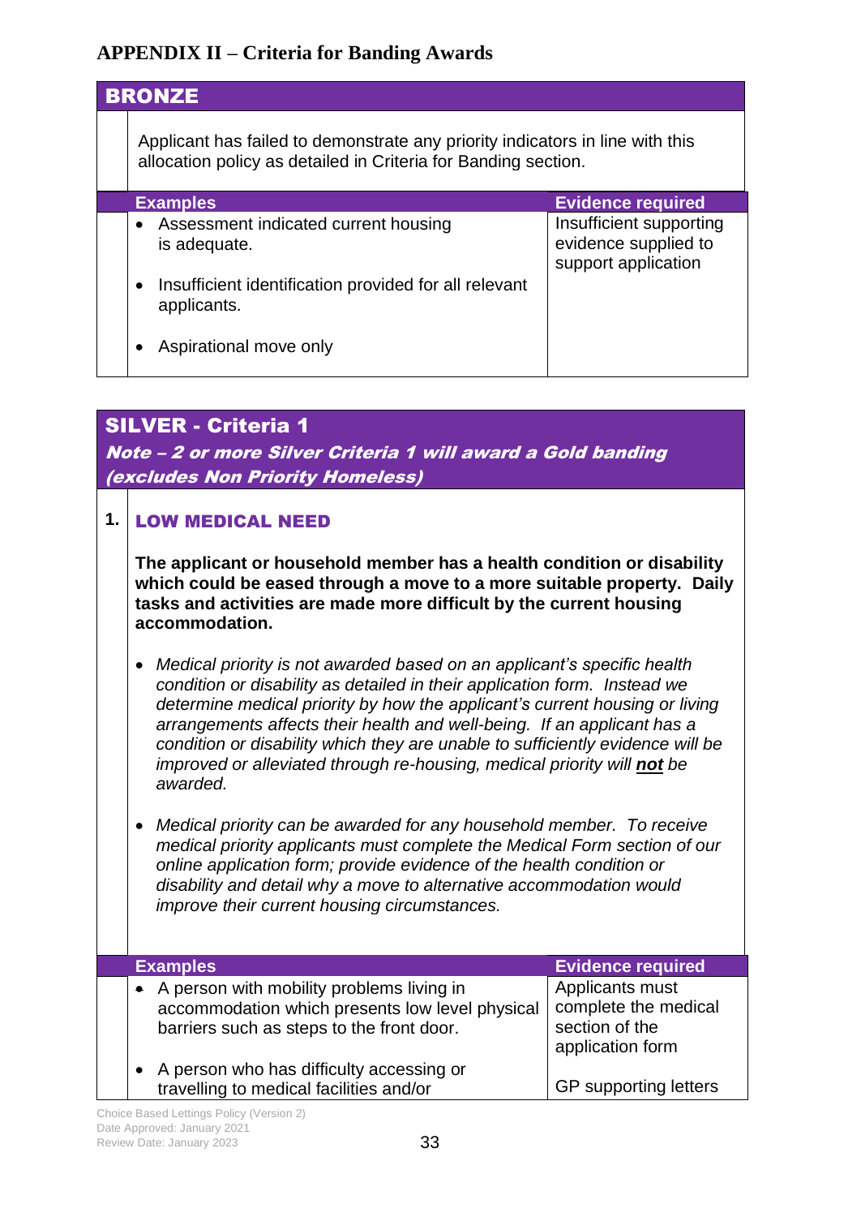## APPENDIX II – Criteria for Banding Awards

### BRONZE

Applicant has failed to demonstrate any priority indicators in line with this allocation policy as detailed in Criteria for Banding section.

| Examples | Evidence required |
| --- | --- |
| • Assessment indicated current housing is adequate.<br>• Insufficient identification provided for all relevant applicants.<br>• Aspirational move only | Insufficient supporting evidence supplied to support application |

### SILVER - Criteria 1

***Note – 2 or more Silver Criteria 1 will award a Gold banding (excludes Non Priority Homeless)***

**1. LOW MEDICAL NEED**

**The applicant or household member has a health condition or disability which could be eased through a move to a more suitable property. Daily tasks and activities are made more difficult by the current housing accommodation.**

- *Medical priority is not awarded based on an applicant's specific health condition or disability as detailed in their application form. Instead we determine medical priority by how the applicant's current housing or living arrangements affects their health and well-being. If an applicant has a condition or disability which they are unable to sufficiently evidence will be improved or alleviated through re-housing, medical priority will* ***not*** *be awarded.*

- *Medical priority can be awarded for any household member. To receive medical priority applicants must complete the Medical Form section of our online application form; provide evidence of the health condition or disability and detail why a move to alternative accommodation would improve their current housing circumstances.*

| Examples | Evidence required |
| --- | --- |
| • A person with mobility problems living in accommodation which presents low level physical barriers such as steps to the front door.<br>• A person who has difficulty accessing or travelling to medical facilities and/or | Applicants must complete the medical section of the application form<br><br>GP supporting letters |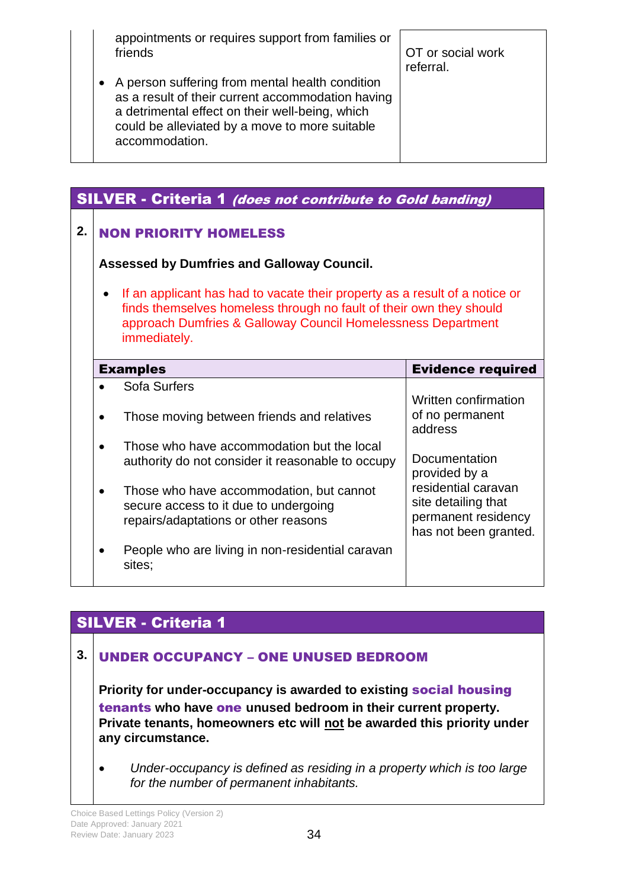| | Examples | Evidence required |
|---|---|---|
| | appointments or requires support from families or friends<br>• A person suffering from mental health condition as a result of their current accommodation having a detrimental effect on their well-being, which could be alleviated by a move to more suitable accommodation. | OT or social work referral. |

## SILVER - Criteria 1 *(does not contribute to Gold banding)*

### 2. NON PRIORITY HOMELESS

**Assessed by Dumfries and Galloway Council.**

- If an applicant has had to vacate their property as a result of a notice or finds themselves homeless through no fault of their own they should approach Dumfries & Galloway Council Homelessness Department immediately.

| Examples | Evidence required |
|---|---|
| • Sofa Surfers<br>• Those moving between friends and relatives<br>• Those who have accommodation but the local authority do not consider it reasonable to occupy<br>• Those who have accommodation, but cannot secure access to it due to undergoing repairs/adaptations or other reasons<br>• People who are living in non-residential caravan sites; | Written confirmation of no permanent address<br><br>Documentation provided by a residential caravan site detailing that permanent residency has not been granted. |

## SILVER - Criteria 1

### 3. UNDER OCCUPANCY – ONE UNUSED BEDROOM

**Priority for under-occupancy is awarded to existing social housing tenants who have one unused bedroom in their current property. Private tenants, homeowners etc will not be awarded this priority under any circumstance.**

- *Under-occupancy is defined as residing in a property which is too large for the number of permanent inhabitants.*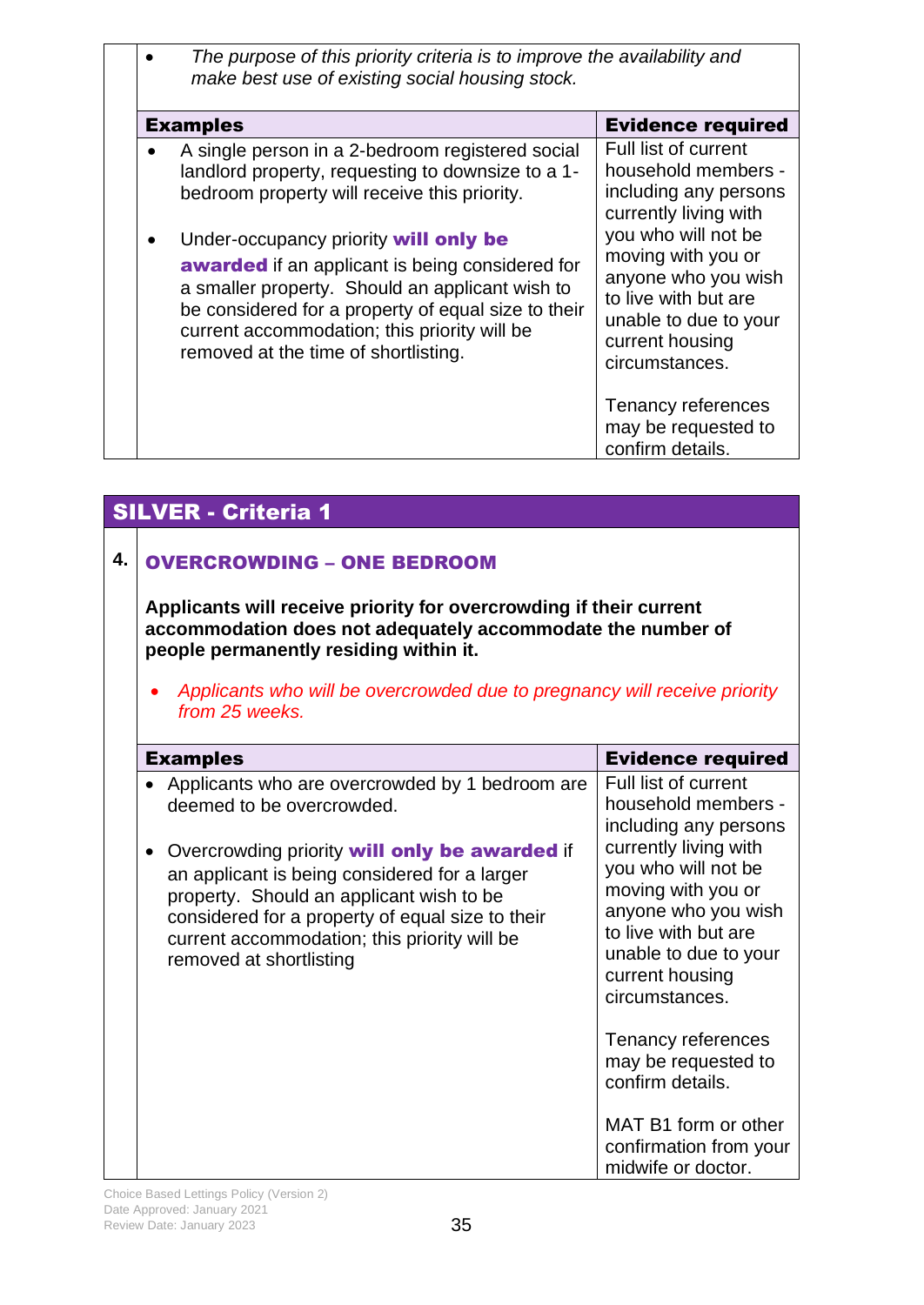- *The purpose of this priority criteria is to improve the availability and make best use of existing social housing stock.*

| Examples | Evidence required |
|---|---|
| • A single person in a 2-bedroom registered social landlord property, requesting to downsize to a 1-bedroom property will receive this priority.<br><br>• Under-occupancy priority **will only be awarded** if an applicant is being considered for a smaller property. Should an applicant wish to be considered for a property of equal size to their current accommodation; this priority will be removed at the time of shortlisting. | Full list of current household members - including any persons currently living with you who will not be moving with you or anyone who you wish to live with but are unable to due to your current housing circumstances.<br><br>Tenancy references may be requested to confirm details. |

## SILVER - Criteria 1

### 4. OVERCROWDING – ONE BEDROOM

**Applicants will receive priority for overcrowding if their current accommodation does not adequately accommodate the number of people permanently residing within it.**

- *Applicants who will be overcrowded due to pregnancy will receive priority from 25 weeks.*

| Examples | Evidence required |
|---|---|
| • Applicants who are overcrowded by 1 bedroom are deemed to be overcrowded.<br><br>• Overcrowding priority **will only be awarded** if an applicant is being considered for a larger property. Should an applicant wish to be considered for a property of equal size to their current accommodation; this priority will be removed at shortlisting | Full list of current household members - including any persons currently living with you who will not be moving with you or anyone who you wish to live with but are unable to due to your current housing circumstances.<br><br>Tenancy references may be requested to confirm details.<br><br>MAT B1 form or other confirmation from your midwife or doctor. |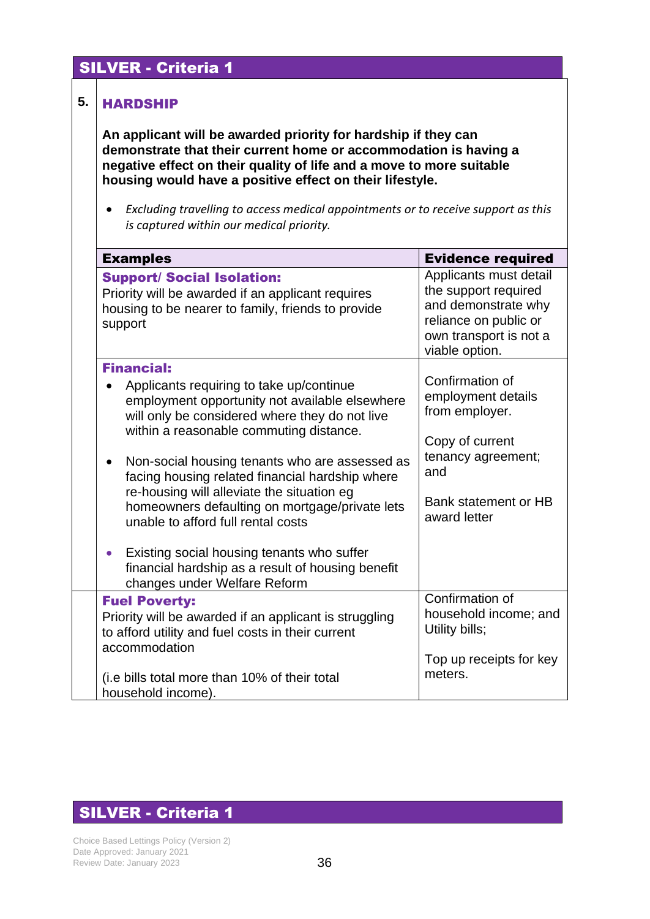## SILVER - Criteria 1

### 5. HARDSHIP

**An applicant will be awarded priority for hardship if they can demonstrate that their current home or accommodation is having a negative effect on their quality of life and a move to more suitable housing would have a positive effect on their lifestyle.**

- *Excluding travelling to access medical appointments or to receive support as this is captured within our medical priority.*

| Examples | Evidence required |
|---|---|
| **Support/ Social Isolation:**<br>Priority will be awarded if an applicant requires housing to be nearer to family, friends to provide support | Applicants must detail the support required and demonstrate why reliance on public or own transport is not a viable option. |
| **Financial:**<br>• Applicants requiring to take up/continue employment opportunity not available elsewhere will only be considered where they do not live within a reasonable commuting distance.<br>• Non-social housing tenants who are assessed as facing housing related financial hardship where re-housing will alleviate the situation eg homeowners defaulting on mortgage/private lets unable to afford full rental costs<br>• Existing social housing tenants who suffer financial hardship as a result of housing benefit changes under Welfare Reform | Confirmation of employment details from employer.<br><br>Copy of current tenancy agreement; and<br><br>Bank statement or HB award letter |
| **Fuel Poverty:**<br>Priority will be awarded if an applicant is struggling to afford utility and fuel costs in their current accommodation<br><br>(i.e bills total more than 10% of their total household income). | Confirmation of household income; and Utility bills;<br><br>Top up receipts for key meters. |

## SILVER - Criteria 1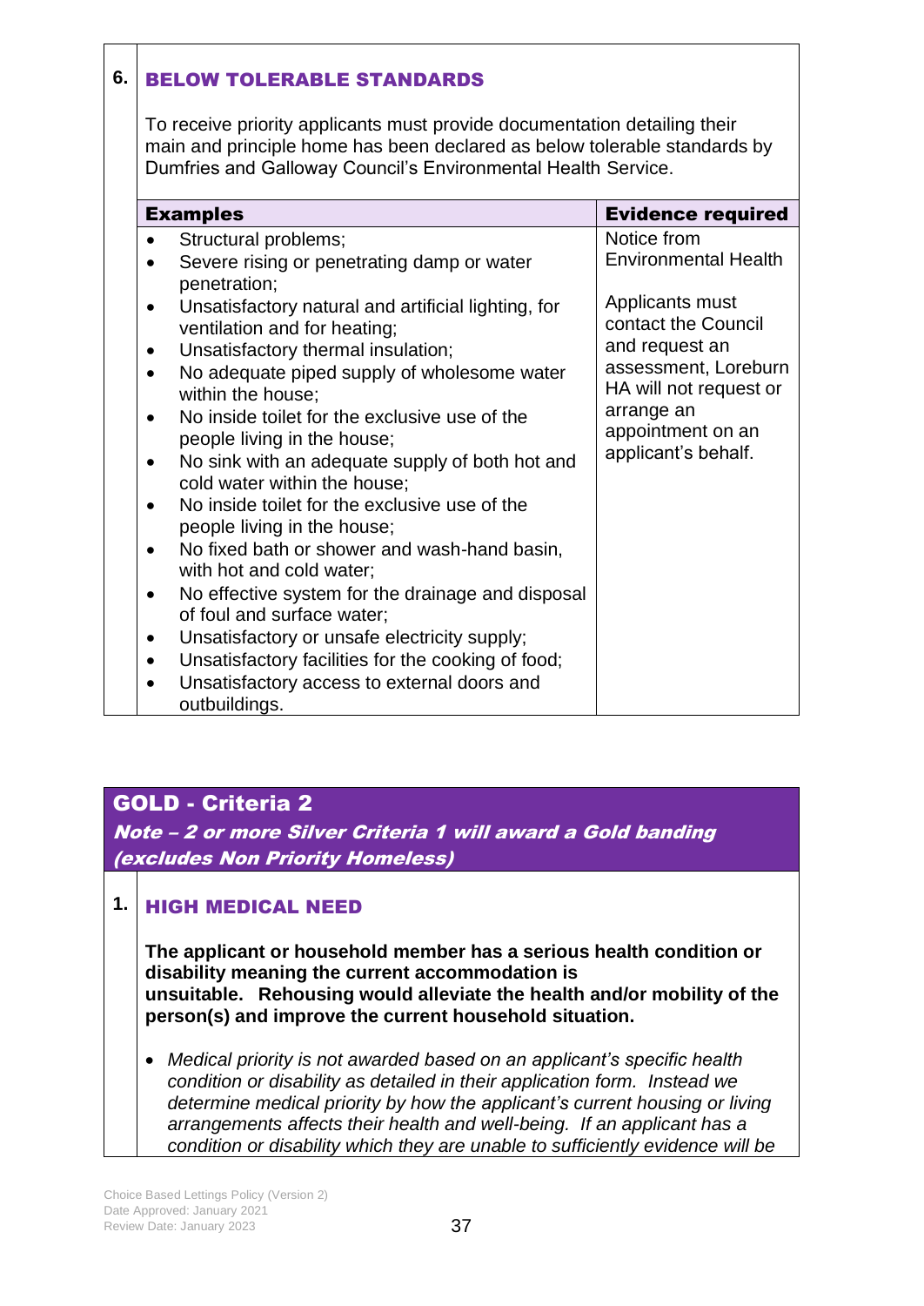**6.** **BELOW TOLERABLE STANDARDS**

To receive priority applicants must provide documentation detailing their main and principle home has been declared as below tolerable standards by Dumfries and Galloway Council's Environmental Health Service.

| Examples | Evidence required |
|---|---|
| • Structural problems;<br>• Severe rising or penetrating damp or water penetration;<br>• Unsatisfactory natural and artificial lighting, for ventilation and for heating;<br>• Unsatisfactory thermal insulation;<br>• No adequate piped supply of wholesome water within the house;<br>• No inside toilet for the exclusive use of the people living in the house;<br>• No sink with an adequate supply of both hot and cold water within the house;<br>• No inside toilet for the exclusive use of the people living in the house;<br>• No fixed bath or shower and wash-hand basin, with hot and cold water;<br>• No effective system for the drainage and disposal of foul and surface water;<br>• Unsatisfactory or unsafe electricity supply;<br>• Unsatisfactory facilities for the cooking of food;<br>• Unsatisfactory access to external doors and outbuildings. | Notice from Environmental Health<br><br>Applicants must contact the Council and request an assessment, Loreburn HA will not request or arrange an appointment on an applicant's behalf. |

## GOLD - Criteria 2

***Note – 2 or more Silver Criteria 1 will award a Gold banding (excludes Non Priority Homeless)***

**1.** **HIGH MEDICAL NEED**

**The applicant or household member has a serious health condition or disability meaning the current accommodation is unsuitable. Rehousing would alleviate the health and/or mobility of the person(s) and improve the current household situation.**

- *Medical priority is not awarded based on an applicant's specific health condition or disability as detailed in their application form. Instead we determine medical priority by how the applicant's current housing or living arrangements affects their health and well-being. If an applicant has a condition or disability which they are unable to sufficiently evidence will be*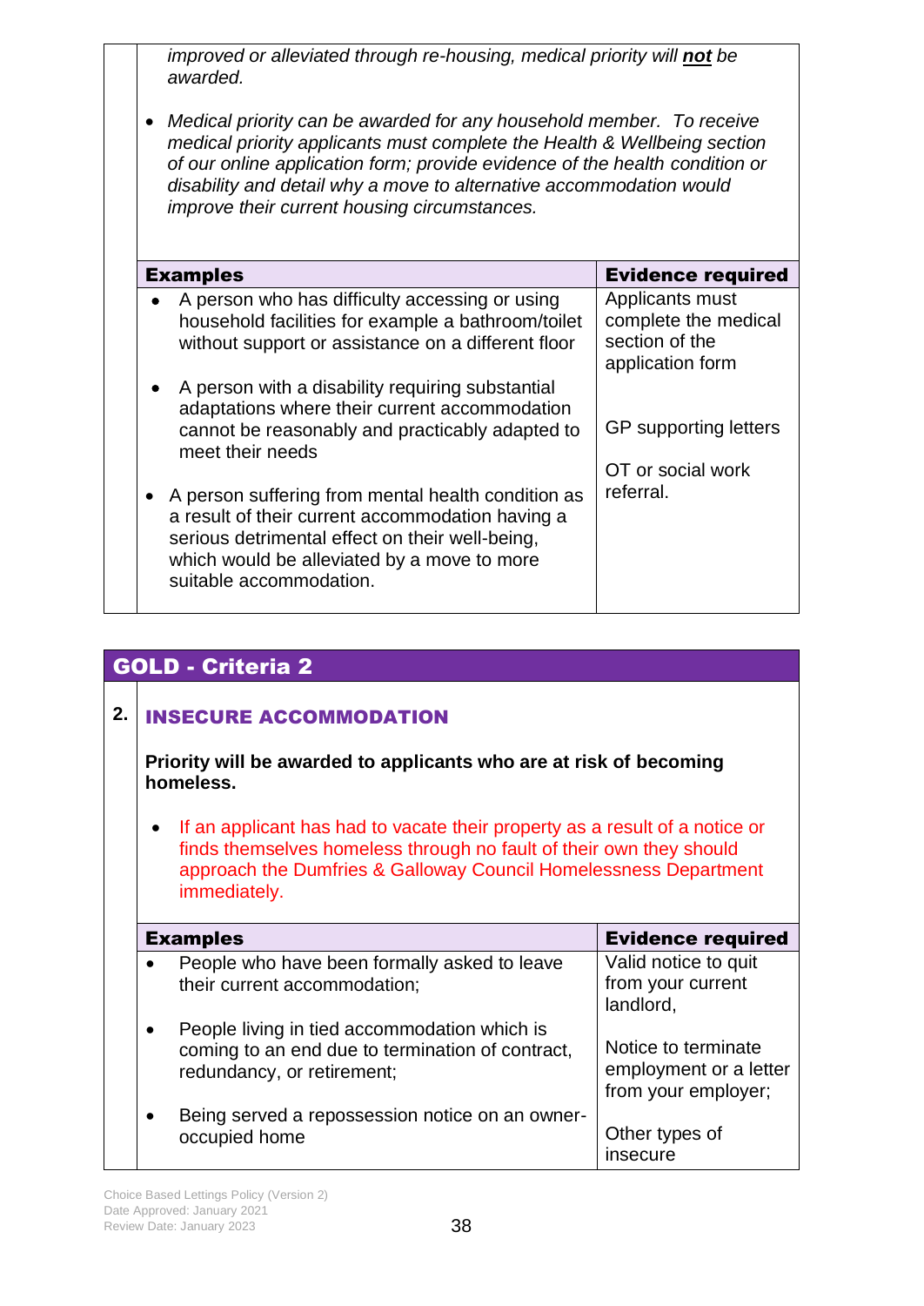*improved or alleviated through re-housing, medical priority will* ***not*** *be awarded.*

- *Medical priority can be awarded for any household member. To receive medical priority applicants must complete the Health & Wellbeing section of our online application form; provide evidence of the health condition or disability and detail why a move to alternative accommodation would improve their current housing circumstances.*

| Examples | Evidence required |
| --- | --- |
| • A person who has difficulty accessing or using household facilities for example a bathroom/toilet without support or assistance on a different floor<br>• A person with a disability requiring substantial adaptations where their current accommodation cannot be reasonably and practicably adapted to meet their needs<br>• A person suffering from mental health condition as a result of their current accommodation having a serious detrimental effect on their well-being, which would be alleviated by a move to more suitable accommodation. | Applicants must complete the medical section of the application form<br><br>GP supporting letters<br><br>OT or social work referral. |

## GOLD - Criteria 2

**2. INSECURE ACCOMMODATION**

**Priority will be awarded to applicants who are at risk of becoming homeless.**

- If an applicant has had to vacate their property as a result of a notice or finds themselves homeless through no fault of their own they should approach the Dumfries & Galloway Council Homelessness Department immediately.

| Examples | Evidence required |
| --- | --- |
| • People who have been formally asked to leave their current accommodation;<br>• People living in tied accommodation which is coming to an end due to termination of contract, redundancy, or retirement;<br>• Being served a repossession notice on an owner-occupied home | Valid notice to quit from your current landlord,<br><br>Notice to terminate employment or a letter from your employer;<br><br>Other types of insecure |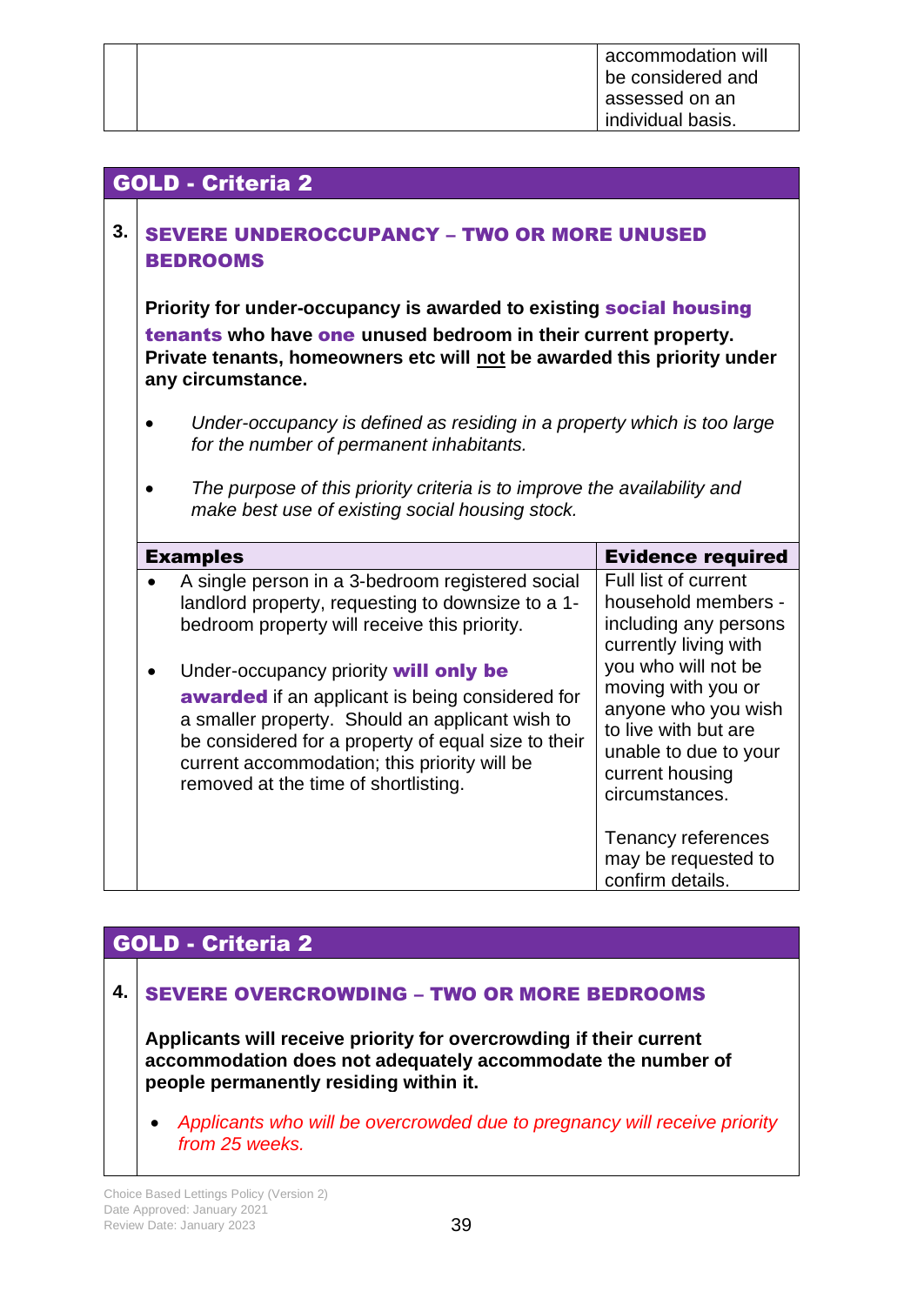| | | accommodation will be considered and assessed on an individual basis. |
|---|---|---|

## GOLD - Criteria 2

### 3. SEVERE UNDEROCCUPANCY – TWO OR MORE UNUSED BEDROOMS

**Priority for under-occupancy is awarded to existing social housing tenants who have one unused bedroom in their current property. Private tenants, homeowners etc will not be awarded this priority under any circumstance.**

- *Under-occupancy is defined as residing in a property which is too large for the number of permanent inhabitants.*
- *The purpose of this priority criteria is to improve the availability and make best use of existing social housing stock.*

| Examples | Evidence required |
|---|---|
| • A single person in a 3-bedroom registered social landlord property, requesting to downsize to a 1-bedroom property will receive this priority.<br><br>• Under-occupancy priority **will only be awarded** if an applicant is being considered for a smaller property. Should an applicant wish to be considered for a property of equal size to their current accommodation; this priority will be removed at the time of shortlisting. | Full list of current household members - including any persons currently living with you who will not be moving with you or anyone who you wish to live with but are unable to due to your current housing circumstances.<br><br>Tenancy references may be requested to confirm details. |

## GOLD - Criteria 2

### 4. SEVERE OVERCROWDING – TWO OR MORE BEDROOMS

**Applicants will receive priority for overcrowding if their current accommodation does not adequately accommodate the number of people permanently residing within it.**

- *Applicants who will be overcrowded due to pregnancy will receive priority from 25 weeks.*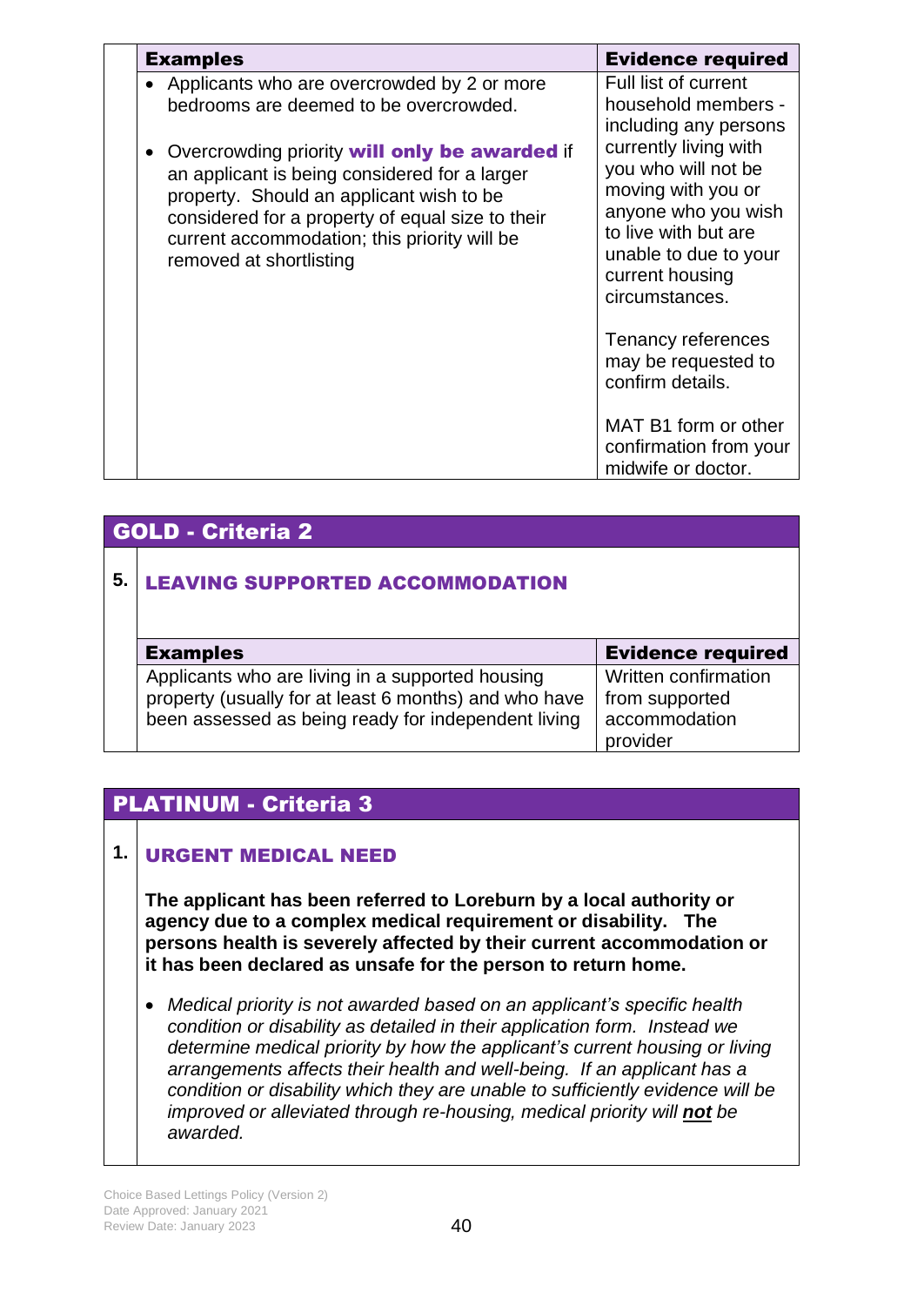| Examples | Evidence required |
|---|---|
| • Applicants who are overcrowded by 2 or more bedrooms are deemed to be overcrowded.<br><br>• Overcrowding priority **will only be awarded** if an applicant is being considered for a larger property. Should an applicant wish to be considered for a property of equal size to their current accommodation; this priority will be removed at shortlisting | Full list of current household members - including any persons currently living with you who will not be moving with you or anyone who you wish to live with but are unable to due to your current housing circumstances.<br><br>Tenancy references may be requested to confirm details.<br><br>MAT B1 form or other confirmation from your midwife or doctor. |

## GOLD - Criteria 2

### 5. LEAVING SUPPORTED ACCOMMODATION

| Examples | Evidence required |
|---|---|
| Applicants who are living in a supported housing property (usually for at least 6 months) and who have been assessed as being ready for independent living | Written confirmation from supported accommodation provider |

## PLATINUM - Criteria 3

### 1. URGENT MEDICAL NEED

**The applicant has been referred to Loreburn by a local authority or agency due to a complex medical requirement or disability. The persons health is severely affected by their current accommodation or it has been declared as unsafe for the person to return home.**

- *Medical priority is not awarded based on an applicant's specific health condition or disability as detailed in their application form. Instead we determine medical priority by how the applicant's current housing or living arrangements affects their health and well-being. If an applicant has a condition or disability which they are unable to sufficiently evidence will be improved or alleviated through re-housing, medical priority will* ***not*** *be awarded.*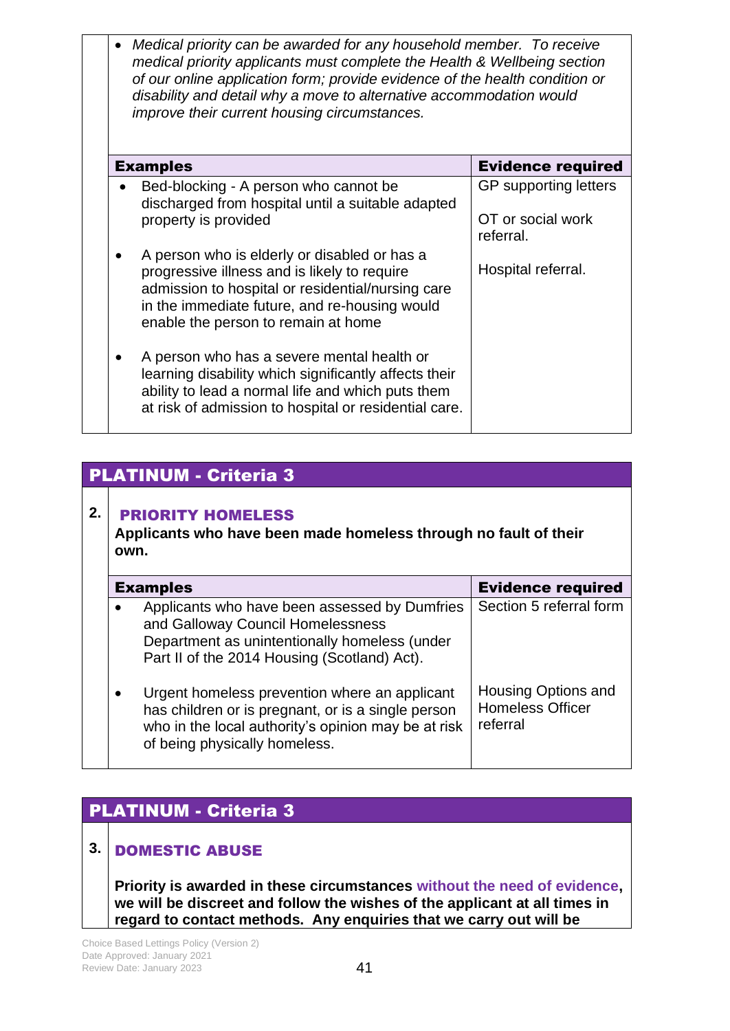- *Medical priority can be awarded for any household member. To receive medical priority applicants must complete the Health & Wellbeing section of our online application form; provide evidence of the health condition or disability and detail why a move to alternative accommodation would improve their current housing circumstances.*

| Examples | Evidence required |
| --- | --- |
| • Bed-blocking - A person who cannot be discharged from hospital until a suitable adapted property is provided<br><br>• A person who is elderly or disabled or has a progressive illness and is likely to require admission to hospital or residential/nursing care in the immediate future, and re-housing would enable the person to remain at home<br><br>• A person who has a severe mental health or learning disability which significantly affects their ability to lead a normal life and which puts them at risk of admission to hospital or residential care. | GP supporting letters<br><br>OT or social work referral.<br><br>Hospital referral. |

## PLATINUM - Criteria 3

**2. PRIORITY HOMELESS**

**Applicants who have been made homeless through no fault of their own.**

| Examples | Evidence required |
| --- | --- |
| • Applicants who have been assessed by Dumfries and Galloway Council Homelessness Department as unintentionally homeless (under Part II of the 2014 Housing (Scotland) Act). | Section 5 referral form |
| • Urgent homeless prevention where an applicant has children or is pregnant, or is a single person who in the local authority's opinion may be at risk of being physically homeless. | Housing Options and Homeless Officer referral |

## PLATINUM - Criteria 3

**3. DOMESTIC ABUSE**

**Priority is awarded in these circumstances without the need of evidence, we will be discreet and follow the wishes of the applicant at all times in regard to contact methods. Any enquiries that we carry out will be**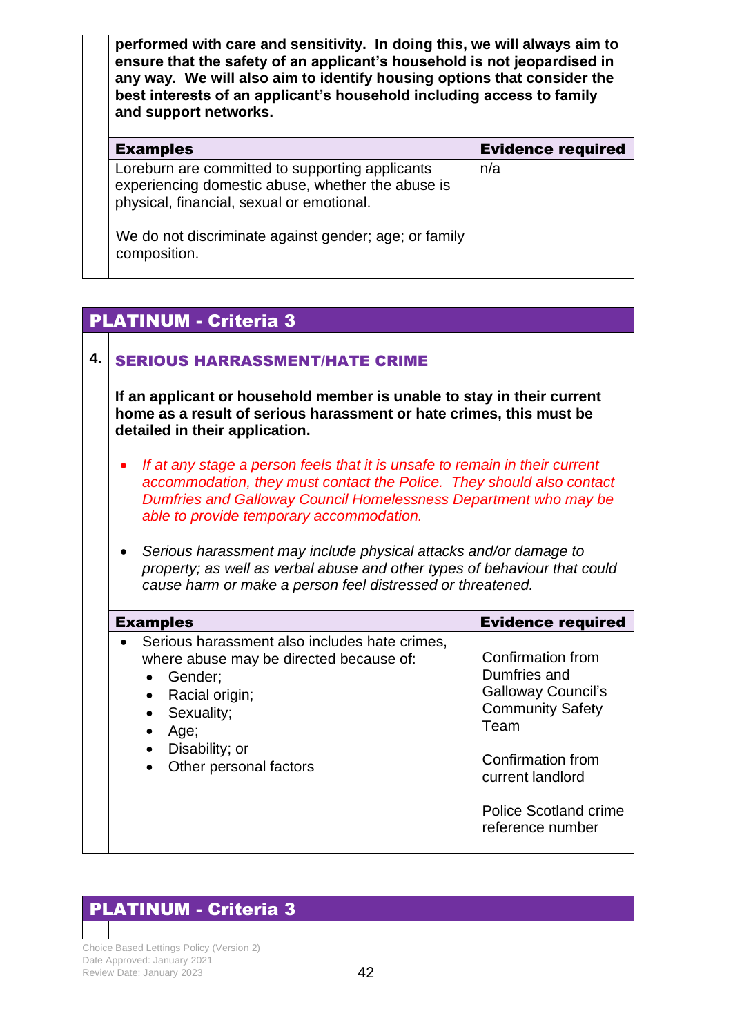**performed with care and sensitivity. In doing this, we will always aim to ensure that the safety of an applicant's household is not jeopardised in any way. We will also aim to identify housing options that consider the best interests of an applicant's household including access to family and support networks.**

| Examples | Evidence required |
|---|---|
| Loreburn are committed to supporting applicants experiencing domestic abuse, whether the abuse is physical, financial, sexual or emotional.<br><br>We do not discriminate against gender; age; or family composition. | n/a |

## PLATINUM - Criteria 3

### 4. SERIOUS HARRASSMENT/HATE CRIME

**If an applicant or household member is unable to stay in their current home as a result of serious harassment or hate crimes, this must be detailed in their application.**

- *If at any stage a person feels that it is unsafe to remain in their current accommodation, they must contact the Police. They should also contact Dumfries and Galloway Council Homelessness Department who may be able to provide temporary accommodation.*
- *Serious harassment may include physical attacks and/or damage to property; as well as verbal abuse and other types of behaviour that could cause harm or make a person feel distressed or threatened.*

| Examples | Evidence required |
|---|---|
| • Serious harassment also includes hate crimes, where abuse may be directed because of:<br>◦ Gender;<br>◦ Racial origin;<br>◦ Sexuality;<br>◦ Age;<br>◦ Disability; or<br>◦ Other personal factors | Confirmation from Dumfries and Galloway Council's Community Safety Team<br><br>Confirmation from current landlord<br><br>Police Scotland crime reference number |

## PLATINUM - Criteria 3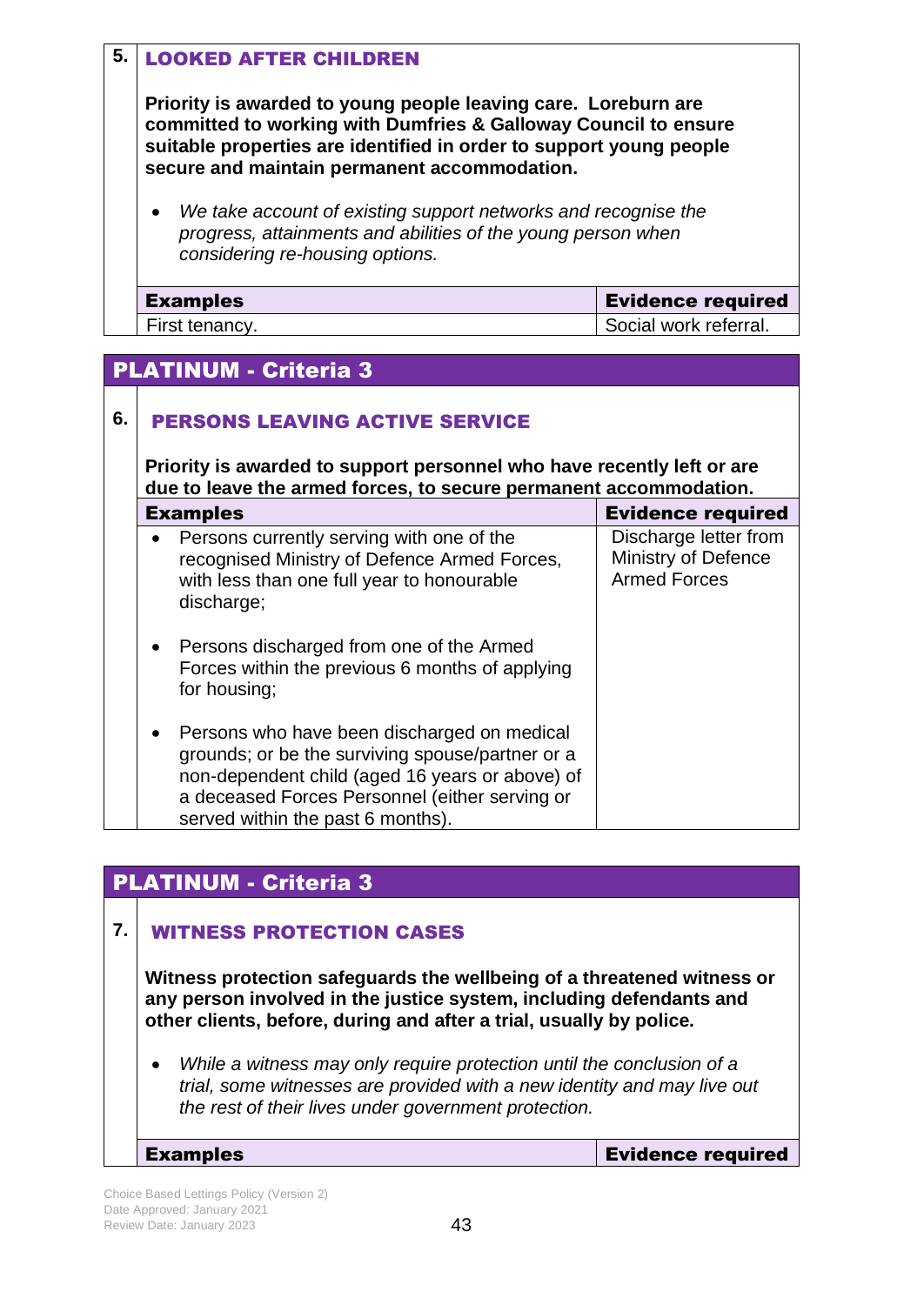## 5. LOOKED AFTER CHILDREN

**Priority is awarded to young people leaving care. Loreburn are committed to working with Dumfries & Galloway Council to ensure suitable properties are identified in order to support young people secure and maintain permanent accommodation.**

- *We take account of existing support networks and recognise the progress, attainments and abilities of the young person when considering re-housing options.*

| Examples | Evidence required |
|---|---|
| First tenancy. | Social work referral. |

## PLATINUM - Criteria 3

## 6. PERSONS LEAVING ACTIVE SERVICE

**Priority is awarded to support personnel who have recently left or are due to leave the armed forces, to secure permanent accommodation.**

| Examples | Evidence required |
|---|---|
| • Persons currently serving with one of the recognised Ministry of Defence Armed Forces, with less than one full year to honourable discharge;<br><br>• Persons discharged from one of the Armed Forces within the previous 6 months of applying for housing;<br><br>• Persons who have been discharged on medical grounds; or be the surviving spouse/partner or a non-dependent child (aged 16 years or above) of a deceased Forces Personnel (either serving or served within the past 6 months). | Discharge letter from Ministry of Defence Armed Forces |

## PLATINUM - Criteria 3

## 7. WITNESS PROTECTION CASES

**Witness protection safeguards the wellbeing of a threatened witness or any person involved in the justice system, including defendants and other clients, before, during and after a trial, usually by police.**

- *While a witness may only require protection until the conclusion of a trial, some witnesses are provided with a new identity and may live out the rest of their lives under government protection.*

| Examples | Evidence required |
|---|---|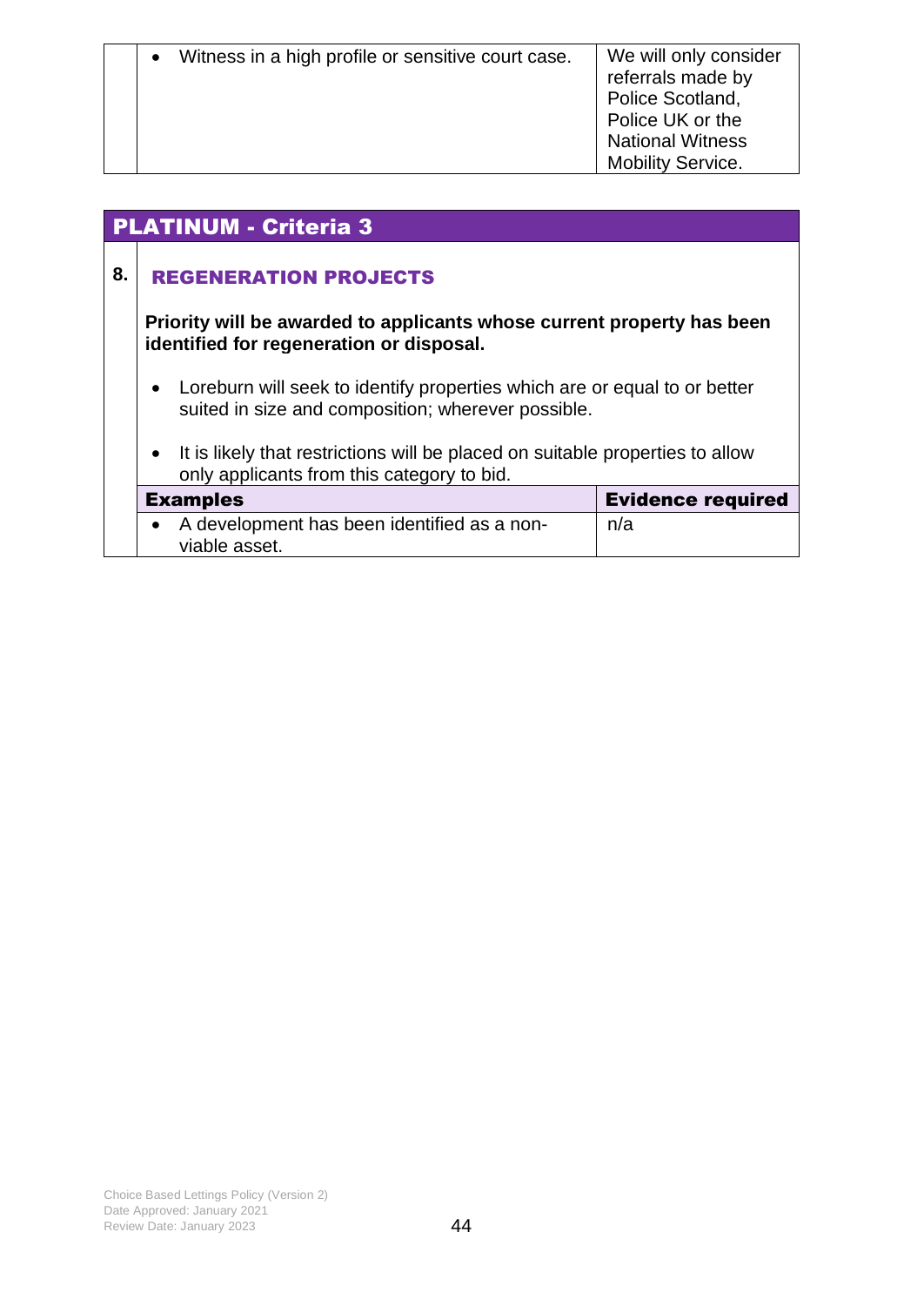| | Examples | Evidence required |
|---|---|---|
| | • Witness in a high profile or sensitive court case. | We will only consider referrals made by Police Scotland, Police UK or the National Witness Mobility Service. |

## PLATINUM - Criteria 3

**8. REGENERATION PROJECTS**

**Priority will be awarded to applicants whose current property has been identified for regeneration or disposal.**

- Loreburn will seek to identify properties which are or equal to or better suited in size and composition; wherever possible.
- It is likely that restrictions will be placed on suitable properties to allow only applicants from this category to bid.

| Examples | Evidence required |
|---|---|
| • A development has been identified as a non-viable asset. | n/a |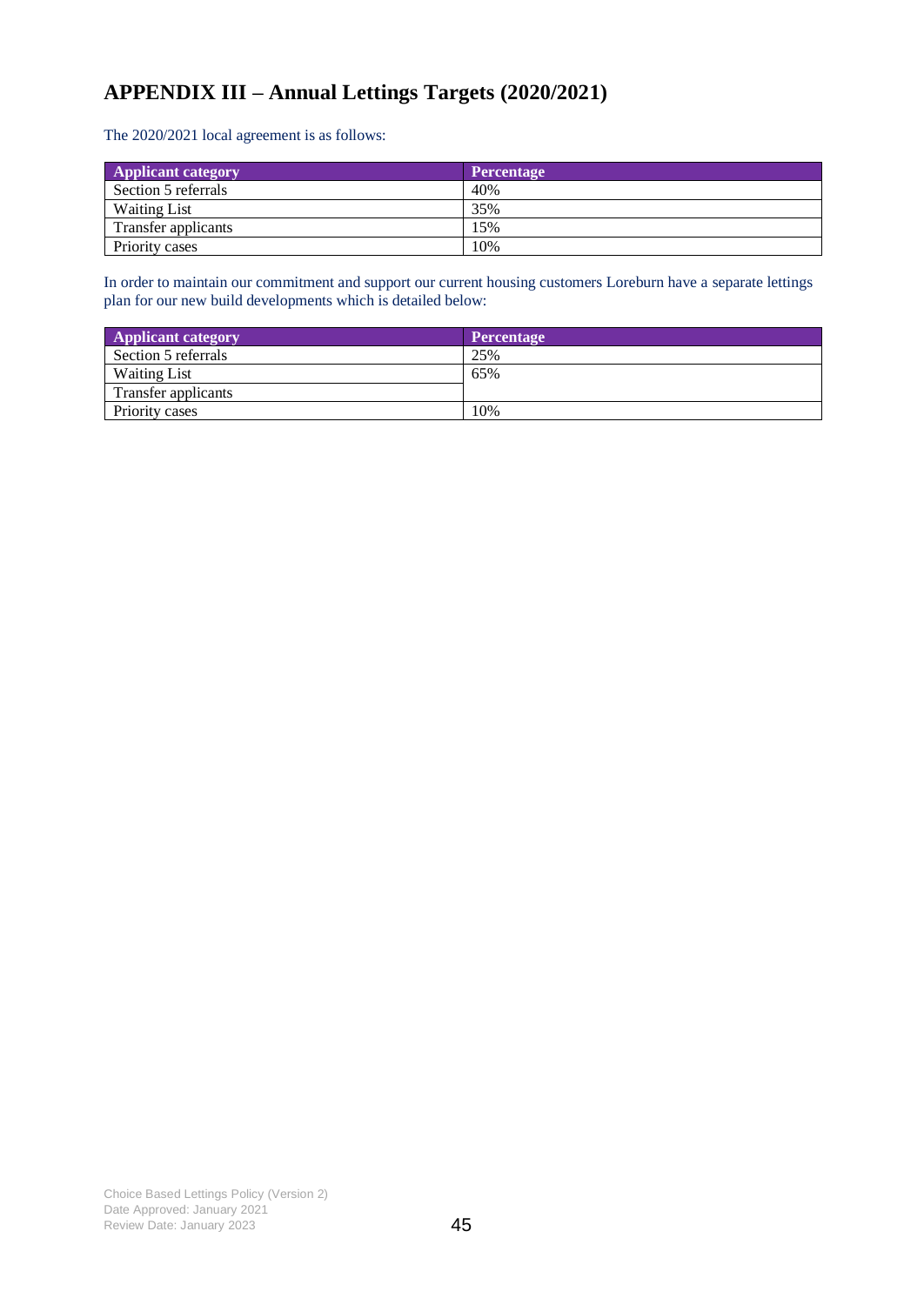# APPENDIX III – Annual Lettings Targets (2020/2021)

The 2020/2021 local agreement is as follows:

| Applicant category | Percentage |
|---|---|
| Section 5 referrals | 40% |
| Waiting List | 35% |
| Transfer applicants | 15% |
| Priority cases | 10% |

In order to maintain our commitment and support our current housing customers Loreburn have a separate lettings plan for our new build developments which is detailed below:

| Applicant category | Percentage |
|---|---|
| Section 5 referrals | 25% |
| Waiting List | 65% |
| Transfer applicants | |
| Priority cases | 10% |

Choice Based Lettings Policy (Version 2)
Date Approved: January 2021
Review Date: January 2023